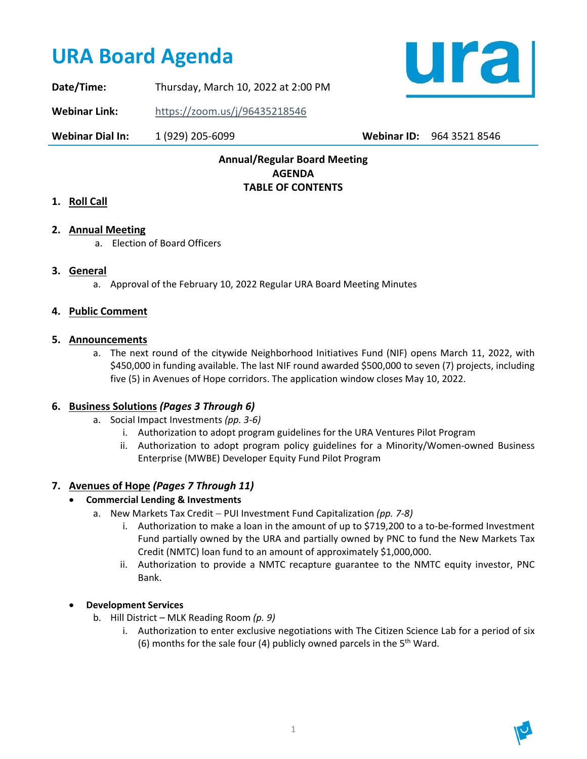# URA Board Agenda

**Date/Time:** Thursday, March 10, 2022 at 2:00 PM

**Webinar Link:** https://zoom.us/j/96435218546

**Webinar Dial In:** 1 (929) 205-6099 **Webinar ID:** 964 3521 8546

**Annual/Regular Board Meeting**
**AGENDA**
**TABLE OF CONTENTS**

1. **Roll Call**

2. **Annual Meeting**
   a. Election of Board Officers

3. **General**
   a. Approval of the February 10, 2022 Regular URA Board Meeting Minutes

4. **Public Comment**

5. **Announcements**
   a. The next round of the citywide Neighborhood Initiatives Fund (NIF) opens March 11, 2022, with $450,000 in funding available. The last NIF round awarded $500,000 to seven (7) projects, including five (5) in Avenues of Hope corridors. The application window closes May 10, 2022.

6. **Business Solutions** ***(Pages 3 Through 6)***
   a. Social Impact Investments *(pp. 3-6)*
      i. Authorization to adopt program guidelines for the URA Ventures Pilot Program
      ii. Authorization to adopt program policy guidelines for a Minority/Women-owned Business Enterprise (MWBE) Developer Equity Fund Pilot Program

7. **Avenues of Hope** ***(Pages 7 Through 11)***
   - **Commercial Lending & Investments**

   a. New Markets Tax Credit – PUI Investment Fund Capitalization *(pp. 7-8)*
      i. Authorization to make a loan in the amount of up to $719,200 to a to-be-formed Investment Fund partially owned by the URA and partially owned by PNC to fund the New Markets Tax Credit (NMTC) loan fund to an amount of approximately $1,000,000.
      ii. Authorization to provide a NMTC recapture guarantee to the NMTC equity investor, PNC Bank.

   - **Development Services**

   b. Hill District – MLK Reading Room *(p. 9)*
      i. Authorization to enter exclusive negotiations with The Citizen Science Lab for a period of six (6) months for the sale four (4) publicly owned parcels in the 5th Ward.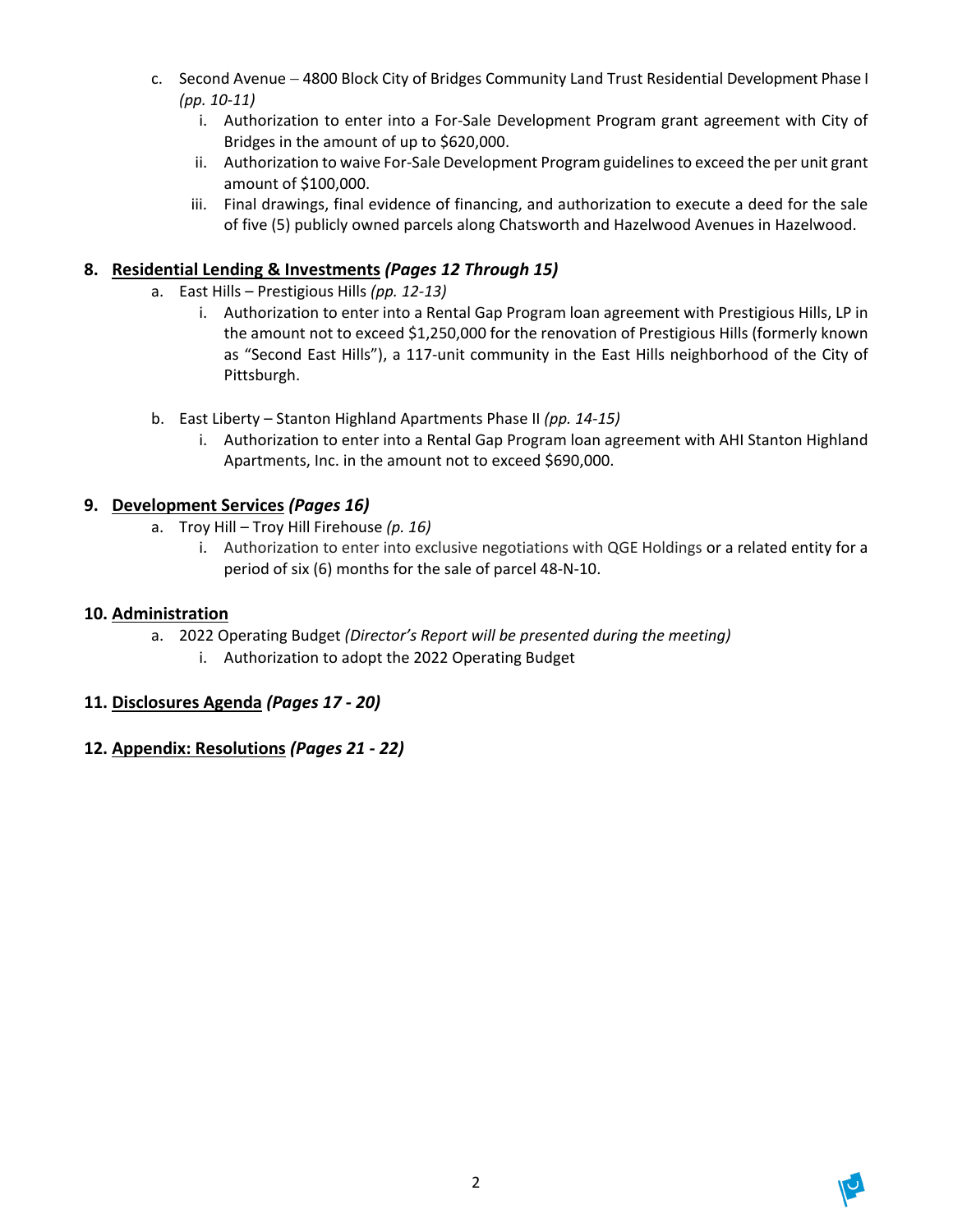c. Second Avenue – 4800 Block City of Bridges Community Land Trust Residential Development Phase I *(pp. 10-11)*
   i. Authorization to enter into a For-Sale Development Program grant agreement with City of Bridges in the amount of up to $620,000.
   ii. Authorization to waive For-Sale Development Program guidelines to exceed the per unit grant amount of $100,000.
   iii. Final drawings, final evidence of financing, and authorization to execute a deed for the sale of five (5) publicly owned parcels along Chatsworth and Hazelwood Avenues in Hazelwood.

**8. <u>Residential Lending & Investments</u> *(Pages 12 Through 15)***

a. East Hills – Prestigious Hills *(pp. 12-13)*
   i. Authorization to enter into a Rental Gap Program loan agreement with Prestigious Hills, LP in the amount not to exceed $1,250,000 for the renovation of Prestigious Hills (formerly known as "Second East Hills"), a 117-unit community in the East Hills neighborhood of the City of Pittsburgh.

b. East Liberty – Stanton Highland Apartments Phase II *(pp. 14-15)*
   i. Authorization to enter into a Rental Gap Program loan agreement with AHI Stanton Highland Apartments, Inc. in the amount not to exceed $690,000.

**9. <u>Development Services</u> *(Pages 16)***

a. Troy Hill – Troy Hill Firehouse *(p. 16)*
   i. Authorization to enter into exclusive negotiations with QGE Holdings or a related entity for a period of six (6) months for the sale of parcel 48-N-10.

**10. <u>Administration</u>**

a. 2022 Operating Budget *(Director's Report will be presented during the meeting)*
   i. Authorization to adopt the 2022 Operating Budget

**11. <u>Disclosures Agenda</u> *(Pages 17 - 20)***

**12. <u>Appendix: Resolutions</u> *(Pages 21 - 22)***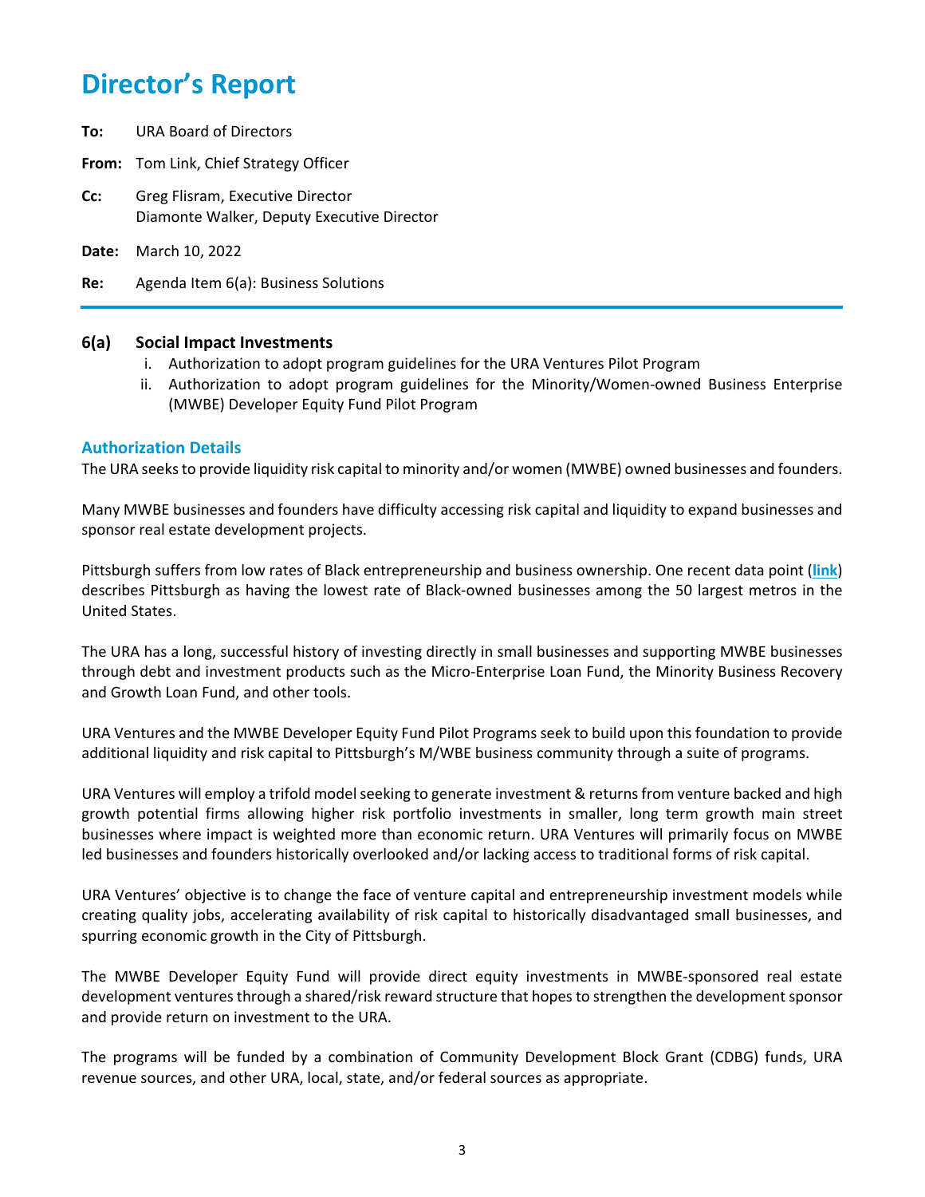# Director's Report

**To:** URA Board of Directors

**From:** Tom Link, Chief Strategy Officer

**Cc:** Greg Flisram, Executive Director
Diamonte Walker, Deputy Executive Director

**Date:** March 10, 2022

**Re:** Agenda Item 6(a): Business Solutions

---

### 6(a) Social Impact Investments

i. Authorization to adopt program guidelines for the URA Ventures Pilot Program
ii. Authorization to adopt program guidelines for the Minority/Women-owned Business Enterprise (MWBE) Developer Equity Fund Pilot Program

### Authorization Details

The URA seeks to provide liquidity risk capital to minority and/or women (MWBE) owned businesses and founders.

Many MWBE businesses and founders have difficulty accessing risk capital and liquidity to expand businesses and sponsor real estate development projects.

Pittsburgh suffers from low rates of Black entrepreneurship and business ownership. One recent data point (**link**) describes Pittsburgh as having the lowest rate of Black-owned businesses among the 50 largest metros in the United States.

The URA has a long, successful history of investing directly in small businesses and supporting MWBE businesses through debt and investment products such as the Micro-Enterprise Loan Fund, the Minority Business Recovery and Growth Loan Fund, and other tools.

URA Ventures and the MWBE Developer Equity Fund Pilot Programs seek to build upon this foundation to provide additional liquidity and risk capital to Pittsburgh's M/WBE business community through a suite of programs.

URA Ventures will employ a trifold model seeking to generate investment & returns from venture backed and high growth potential firms allowing higher risk portfolio investments in smaller, long term growth main street businesses where impact is weighted more than economic return. URA Ventures will primarily focus on MWBE led businesses and founders historically overlooked and/or lacking access to traditional forms of risk capital.

URA Ventures' objective is to change the face of venture capital and entrepreneurship investment models while creating quality jobs, accelerating availability of risk capital to historically disadvantaged small businesses, and spurring economic growth in the City of Pittsburgh.

The MWBE Developer Equity Fund will provide direct equity investments in MWBE-sponsored real estate development ventures through a shared/risk reward structure that hopes to strengthen the development sponsor and provide return on investment to the URA.

The programs will be funded by a combination of Community Development Block Grant (CDBG) funds, URA revenue sources, and other URA, local, state, and/or federal sources as appropriate.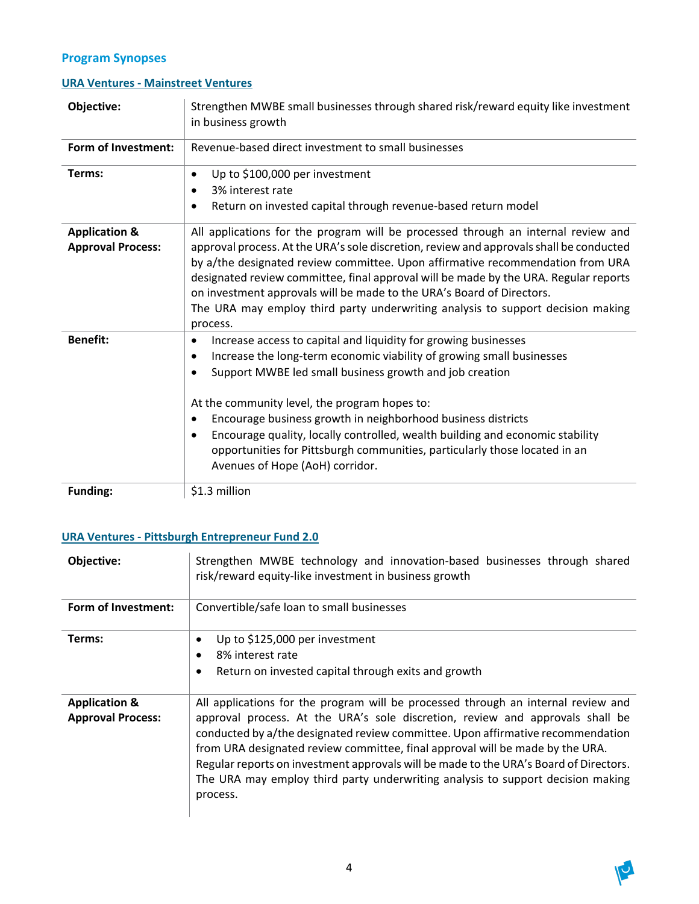## Program Synopses

### URA Ventures - Mainstreet Ventures

| | |
|---|---|
| **Objective:** | Strengthen MWBE small businesses through shared risk/reward equity like investment in business growth |
| **Form of Investment:** | Revenue-based direct investment to small businesses |
| **Terms:** | • Up to $100,000 per investment<br>• 3% interest rate<br>• Return on invested capital through revenue-based return model |
| **Application & Approval Process:** | All applications for the program will be processed through an internal review and approval process. At the URA's sole discretion, review and approvals shall be conducted by a/the designated review committee. Upon affirmative recommendation from URA designated review committee, final approval will be made by the URA. Regular reports on investment approvals will be made to the URA's Board of Directors.<br>The URA may employ third party underwriting analysis to support decision making process. |
| **Benefit:** | • Increase access to capital and liquidity for growing businesses<br>• Increase the long-term economic viability of growing small businesses<br>• Support MWBE led small business growth and job creation<br><br>At the community level, the program hopes to:<br>• Encourage business growth in neighborhood business districts<br>• Encourage quality, locally controlled, wealth building and economic stability opportunities for Pittsburgh communities, particularly those located in an Avenues of Hope (AoH) corridor. |
| **Funding:** | $1.3 million |

### URA Ventures - Pittsburgh Entrepreneur Fund 2.0

| | |
|---|---|
| **Objective:** | Strengthen MWBE technology and innovation-based businesses through shared risk/reward equity-like investment in business growth |
| **Form of Investment:** | Convertible/safe loan to small businesses |
| **Terms:** | • Up to $125,000 per investment<br>• 8% interest rate<br>• Return on invested capital through exits and growth |
| **Application & Approval Process:** | All applications for the program will be processed through an internal review and approval process. At the URA's sole discretion, review and approvals shall be conducted by a/the designated review committee. Upon affirmative recommendation from URA designated review committee, final approval will be made by the URA.<br>Regular reports on investment approvals will be made to the URA's Board of Directors.<br>The URA may employ third party underwriting analysis to support decision making process. |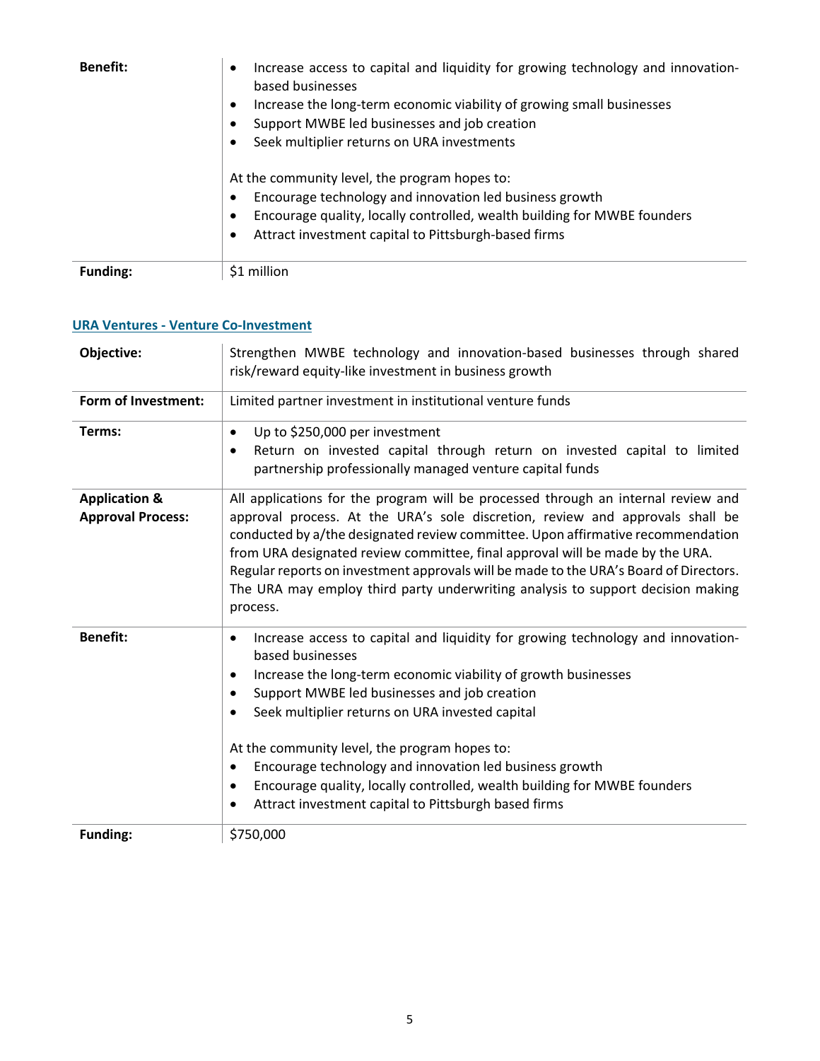| | |
|---|---|
| **Benefit:** | • Increase access to capital and liquidity for growing technology and innovation-based businesses<br>• Increase the long-term economic viability of growing small businesses<br>• Support MWBE led businesses and job creation<br>• Seek multiplier returns on URA investments<br><br>At the community level, the program hopes to:<br>• Encourage technology and innovation led business growth<br>• Encourage quality, locally controlled, wealth building for MWBE founders<br>• Attract investment capital to Pittsburgh-based firms |
| **Funding:** | $1 million |

### URA Ventures - Venture Co-Investment

| | |
|---|---|
| **Objective:** | Strengthen MWBE technology and innovation-based businesses through shared risk/reward equity-like investment in business growth |
| **Form of Investment:** | Limited partner investment in institutional venture funds |
| **Terms:** | • Up to $250,000 per investment<br>• Return on invested capital through return on invested capital to limited partnership professionally managed venture capital funds |
| **Application & Approval Process:** | All applications for the program will be processed through an internal review and approval process. At the URA's sole discretion, review and approvals shall be conducted by a/the designated review committee. Upon affirmative recommendation from URA designated review committee, final approval will be made by the URA. Regular reports on investment approvals will be made to the URA's Board of Directors. The URA may employ third party underwriting analysis to support decision making process. |
| **Benefit:** | • Increase access to capital and liquidity for growing technology and innovation-based businesses<br>• Increase the long-term economic viability of growth businesses<br>• Support MWBE led businesses and job creation<br>• Seek multiplier returns on URA invested capital<br><br>At the community level, the program hopes to:<br>• Encourage technology and innovation led business growth<br>• Encourage quality, locally controlled, wealth building for MWBE founders<br>• Attract investment capital to Pittsburgh based firms |
| **Funding:** | $750,000 |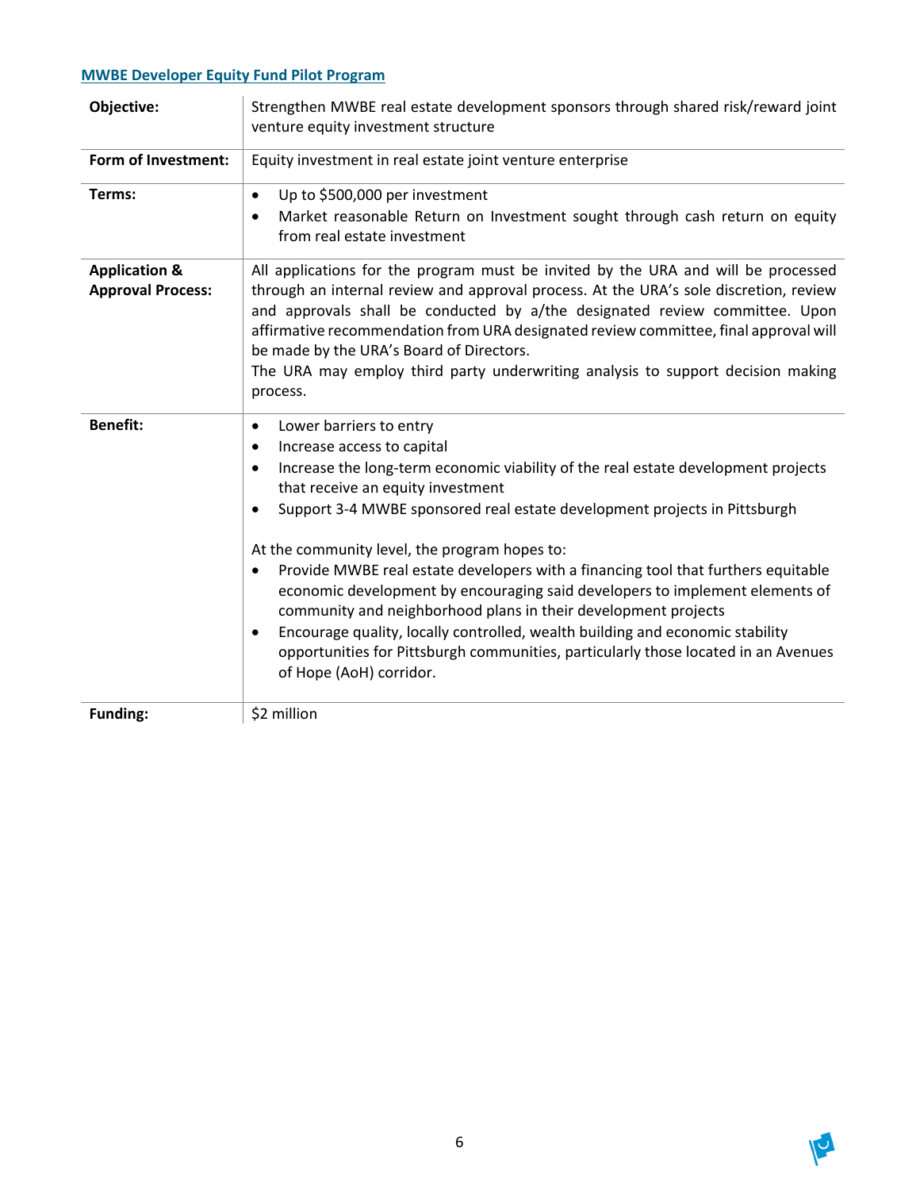## MWBE Developer Equity Fund Pilot Program

| | |
|---|---|
| **Objective:** | Strengthen MWBE real estate development sponsors through shared risk/reward joint venture equity investment structure |
| **Form of Investment:** | Equity investment in real estate joint venture enterprise |
| **Terms:** | • Up to $500,000 per investment<br>• Market reasonable Return on Investment sought through cash return on equity from real estate investment |
| **Application & Approval Process:** | All applications for the program must be invited by the URA and will be processed through an internal review and approval process. At the URA's sole discretion, review and approvals shall be conducted by a/the designated review committee. Upon affirmative recommendation from URA designated review committee, final approval will be made by the URA's Board of Directors.<br>The URA may employ third party underwriting analysis to support decision making process. |
| **Benefit:** | • Lower barriers to entry<br>• Increase access to capital<br>• Increase the long-term economic viability of the real estate development projects that receive an equity investment<br>• Support 3-4 MWBE sponsored real estate development projects in Pittsburgh<br><br>At the community level, the program hopes to:<br>• Provide MWBE real estate developers with a financing tool that furthers equitable economic development by encouraging said developers to implement elements of community and neighborhood plans in their development projects<br>• Encourage quality, locally controlled, wealth building and economic stability opportunities for Pittsburgh communities, particularly those located in an Avenues of Hope (AoH) corridor. |
| **Funding:** | $2 million |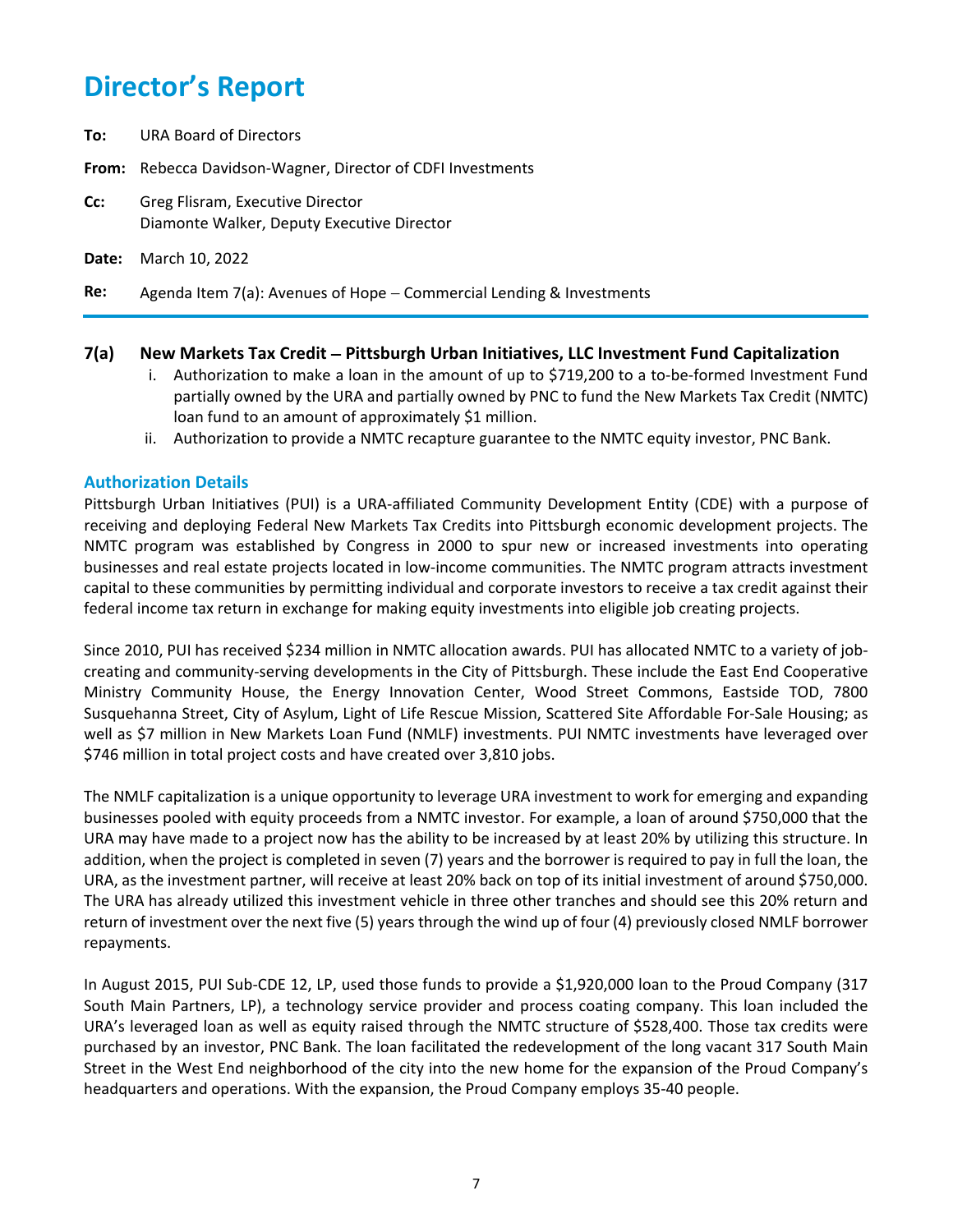# Director's Report

**To:** URA Board of Directors

**From:** Rebecca Davidson-Wagner, Director of CDFI Investments

**Cc:** Greg Flisram, Executive Director
Diamonte Walker, Deputy Executive Director

**Date:** March 10, 2022

**Re:** Agenda Item 7(a): Avenues of Hope – Commercial Lending & Investments

---

### 7(a) New Markets Tax Credit – Pittsburgh Urban Initiatives, LLC Investment Fund Capitalization

i. Authorization to make a loan in the amount of up to $719,200 to a to-be-formed Investment Fund partially owned by the URA and partially owned by PNC to fund the New Markets Tax Credit (NMTC) loan fund to an amount of approximately $1 million.

ii. Authorization to provide a NMTC recapture guarantee to the NMTC equity investor, PNC Bank.

## Authorization Details

Pittsburgh Urban Initiatives (PUI) is a URA-affiliated Community Development Entity (CDE) with a purpose of receiving and deploying Federal New Markets Tax Credits into Pittsburgh economic development projects. The NMTC program was established by Congress in 2000 to spur new or increased investments into operating businesses and real estate projects located in low-income communities. The NMTC program attracts investment capital to these communities by permitting individual and corporate investors to receive a tax credit against their federal income tax return in exchange for making equity investments into eligible job creating projects.

Since 2010, PUI has received $234 million in NMTC allocation awards. PUI has allocated NMTC to a variety of job-creating and community-serving developments in the City of Pittsburgh. These include the East End Cooperative Ministry Community House, the Energy Innovation Center, Wood Street Commons, Eastside TOD, 7800 Susquehanna Street, City of Asylum, Light of Life Rescue Mission, Scattered Site Affordable For-Sale Housing; as well as $7 million in New Markets Loan Fund (NMLF) investments. PUI NMTC investments have leveraged over $746 million in total project costs and have created over 3,810 jobs.

The NMLF capitalization is a unique opportunity to leverage URA investment to work for emerging and expanding businesses pooled with equity proceeds from a NMTC investor. For example, a loan of around $750,000 that the URA may have made to a project now has the ability to be increased by at least 20% by utilizing this structure. In addition, when the project is completed in seven (7) years and the borrower is required to pay in full the loan, the URA, as the investment partner, will receive at least 20% back on top of its initial investment of around $750,000. The URA has already utilized this investment vehicle in three other tranches and should see this 20% return and return of investment over the next five (5) years through the wind up of four (4) previously closed NMLF borrower repayments.

In August 2015, PUI Sub-CDE 12, LP, used those funds to provide a $1,920,000 loan to the Proud Company (317 South Main Partners, LP), a technology service provider and process coating company. This loan included the URA's leveraged loan as well as equity raised through the NMTC structure of $528,400. Those tax credits were purchased by an investor, PNC Bank. The loan facilitated the redevelopment of the long vacant 317 South Main Street in the West End neighborhood of the city into the new home for the expansion of the Proud Company's headquarters and operations. With the expansion, the Proud Company employs 35-40 people.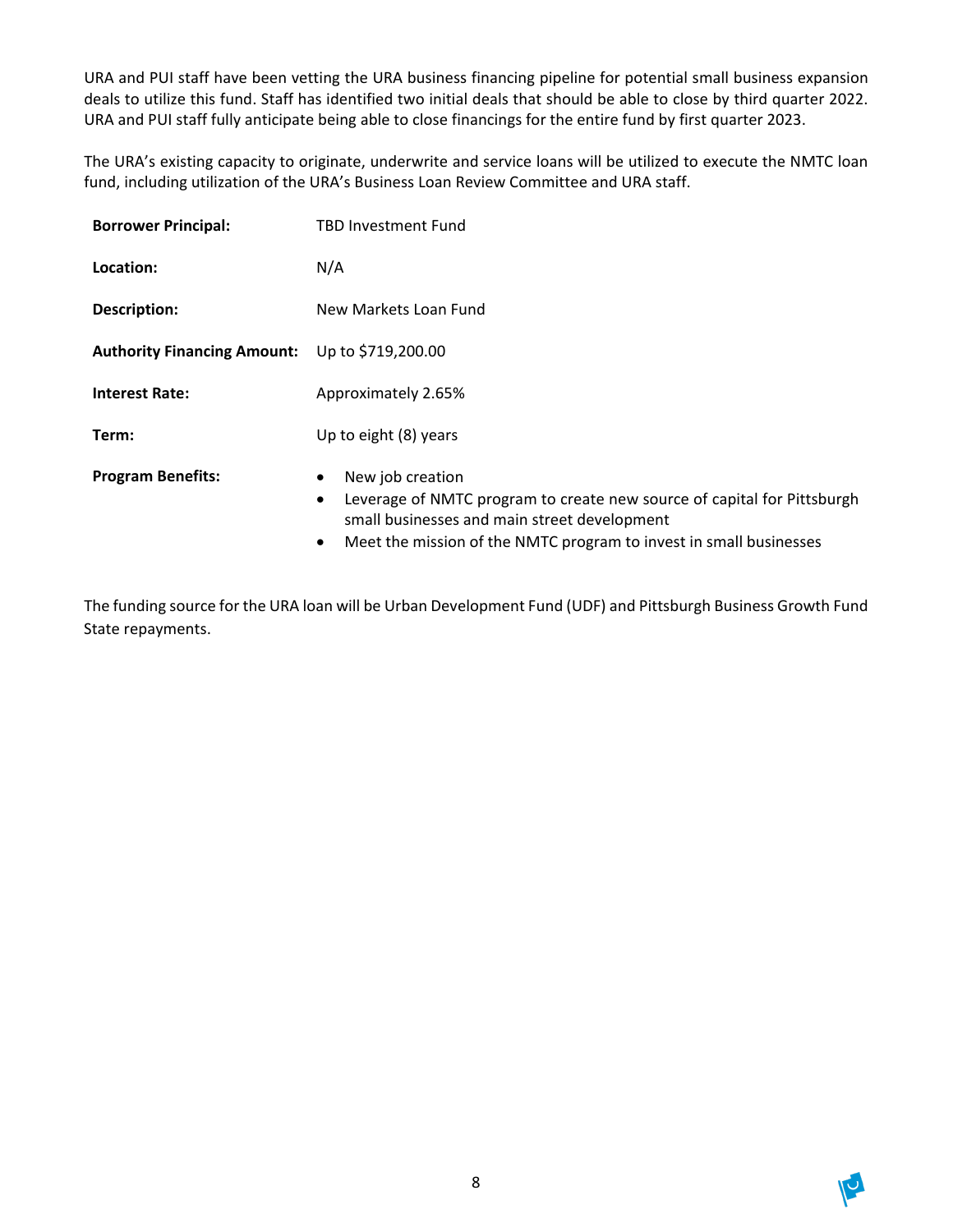URA and PUI staff have been vetting the URA business financing pipeline for potential small business expansion deals to utilize this fund. Staff has identified two initial deals that should be able to close by third quarter 2022. URA and PUI staff fully anticipate being able to close financings for the entire fund by first quarter 2023.

The URA's existing capacity to originate, underwrite and service loans will be utilized to execute the NMTC loan fund, including utilization of the URA's Business Loan Review Committee and URA staff.

| | |
|---|---|
| **Borrower Principal:** | TBD Investment Fund |
| **Location:** | N/A |
| **Description:** | New Markets Loan Fund |
| **Authority Financing Amount:** | Up to $719,200.00 |
| **Interest Rate:** | Approximately 2.65% |
| **Term:** | Up to eight (8) years |
| **Program Benefits:** | • New job creation<br>• Leverage of NMTC program to create new source of capital for Pittsburgh small businesses and main street development<br>• Meet the mission of the NMTC program to invest in small businesses |

The funding source for the URA loan will be Urban Development Fund (UDF) and Pittsburgh Business Growth Fund State repayments.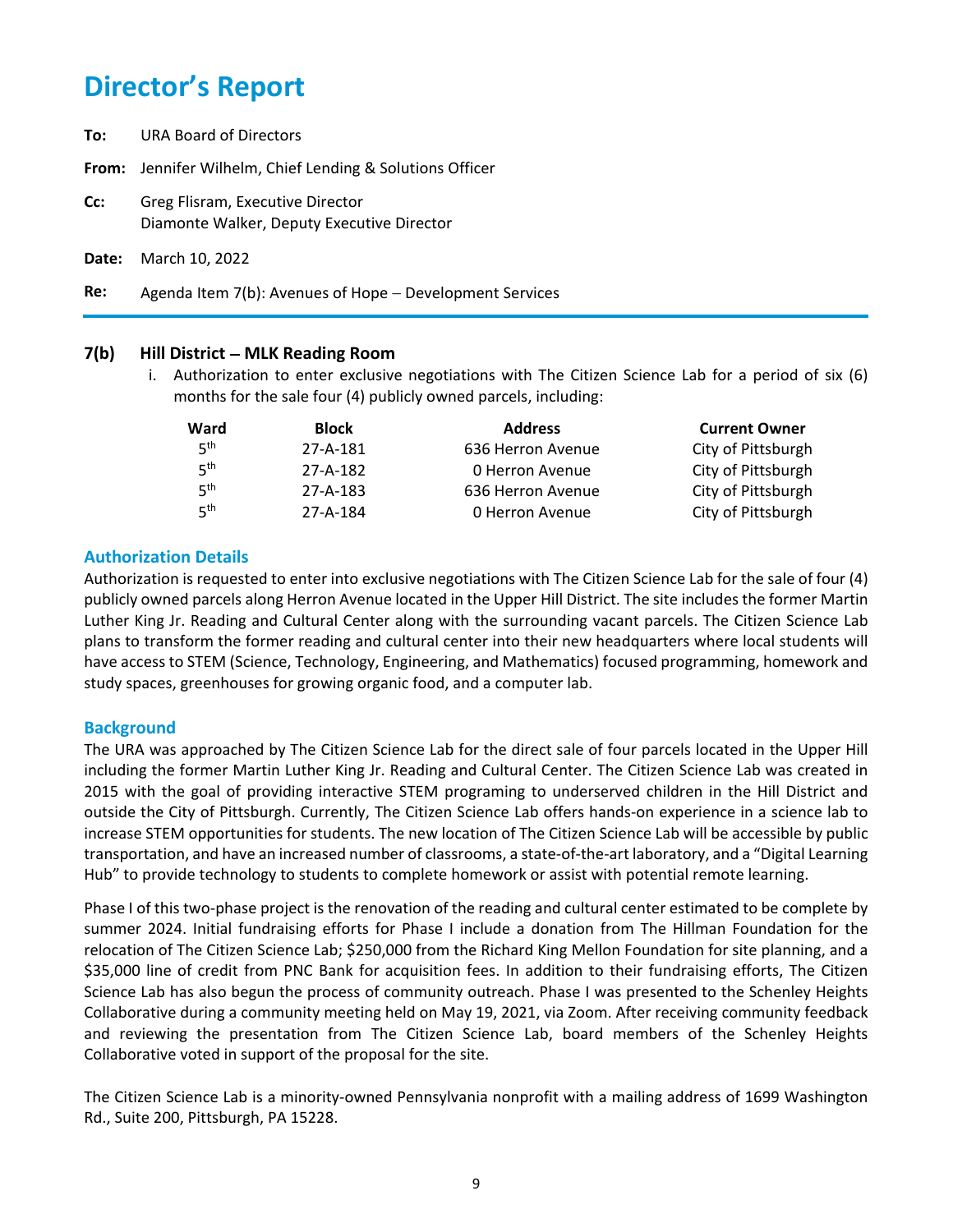# Director's Report

**To:** URA Board of Directors

**From:** Jennifer Wilhelm, Chief Lending & Solutions Officer

**Cc:** Greg Flisram, Executive Director
Diamonte Walker, Deputy Executive Director

**Date:** March 10, 2022

**Re:** Agenda Item 7(b): Avenues of Hope – Development Services

---

## 7(b) Hill District – MLK Reading Room

i. Authorization to enter exclusive negotiations with The Citizen Science Lab for a period of six (6) months for the sale four (4) publicly owned parcels, including:

| Ward | Block | Address | Current Owner |
|---|---|---|---|
| 5th | 27-A-181 | 636 Herron Avenue | City of Pittsburgh |
| 5th | 27-A-182 | 0 Herron Avenue | City of Pittsburgh |
| 5th | 27-A-183 | 636 Herron Avenue | City of Pittsburgh |
| 5th | 27-A-184 | 0 Herron Avenue | City of Pittsburgh |

### Authorization Details

Authorization is requested to enter into exclusive negotiations with The Citizen Science Lab for the sale of four (4) publicly owned parcels along Herron Avenue located in the Upper Hill District. The site includes the former Martin Luther King Jr. Reading and Cultural Center along with the surrounding vacant parcels. The Citizen Science Lab plans to transform the former reading and cultural center into their new headquarters where local students will have access to STEM (Science, Technology, Engineering, and Mathematics) focused programming, homework and study spaces, greenhouses for growing organic food, and a computer lab.

### Background

The URA was approached by The Citizen Science Lab for the direct sale of four parcels located in the Upper Hill including the former Martin Luther King Jr. Reading and Cultural Center. The Citizen Science Lab was created in 2015 with the goal of providing interactive STEM programing to underserved children in the Hill District and outside the City of Pittsburgh. Currently, The Citizen Science Lab offers hands-on experience in a science lab to increase STEM opportunities for students. The new location of The Citizen Science Lab will be accessible by public transportation, and have an increased number of classrooms, a state-of-the-art laboratory, and a "Digital Learning Hub" to provide technology to students to complete homework or assist with potential remote learning.

Phase I of this two-phase project is the renovation of the reading and cultural center estimated to be complete by summer 2024. Initial fundraising efforts for Phase I include a donation from The Hillman Foundation for the relocation of The Citizen Science Lab; $250,000 from the Richard King Mellon Foundation for site planning, and a $35,000 line of credit from PNC Bank for acquisition fees. In addition to their fundraising efforts, The Citizen Science Lab has also begun the process of community outreach. Phase I was presented to the Schenley Heights Collaborative during a community meeting held on May 19, 2021, via Zoom. After receiving community feedback and reviewing the presentation from The Citizen Science Lab, board members of the Schenley Heights Collaborative voted in support of the proposal for the site.

The Citizen Science Lab is a minority-owned Pennsylvania nonprofit with a mailing address of 1699 Washington Rd., Suite 200, Pittsburgh, PA 15228.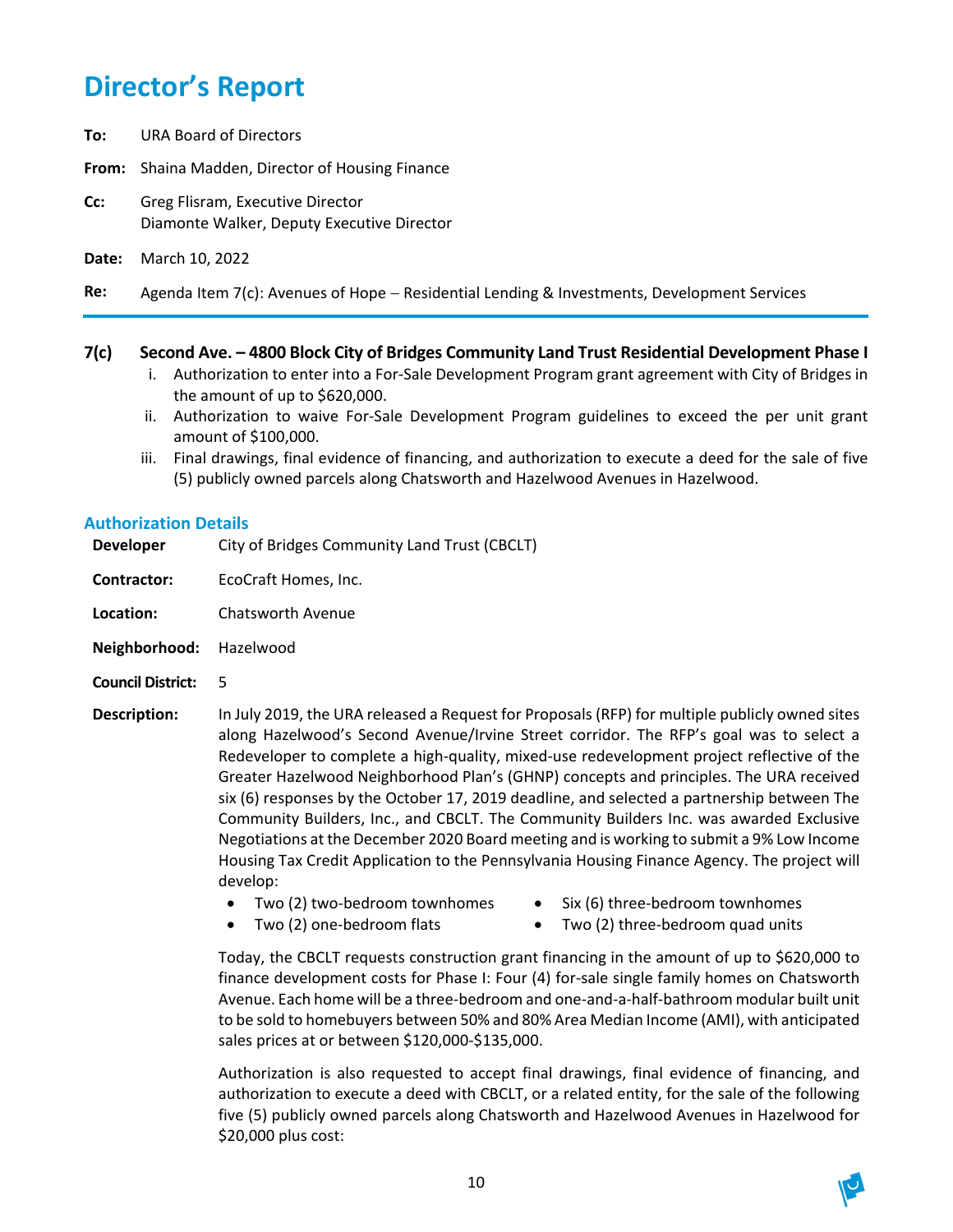# Director's Report

**To:** URA Board of Directors

**From:** Shaina Madden, Director of Housing Finance

**Cc:** Greg Flisram, Executive Director
Diamonte Walker, Deputy Executive Director

**Date:** March 10, 2022

**Re:** Agenda Item 7(c): Avenues of Hope – Residential Lending & Investments, Development Services

---

**7(c) Second Ave. – 4800 Block City of Bridges Community Land Trust Residential Development Phase I**

i. Authorization to enter into a For-Sale Development Program grant agreement with City of Bridges in the amount of up to $620,000.

ii. Authorization to waive For-Sale Development Program guidelines to exceed the per unit grant amount of $100,000.

iii. Final drawings, final evidence of financing, and authorization to execute a deed for the sale of five (5) publicly owned parcels along Chatsworth and Hazelwood Avenues in Hazelwood.

## Authorization Details

**Developer** City of Bridges Community Land Trust (CBCLT)

**Contractor:** EcoCraft Homes, Inc.

**Location:** Chatsworth Avenue

**Neighborhood:** Hazelwood

**Council District:** 5

**Description:** In July 2019, the URA released a Request for Proposals (RFP) for multiple publicly owned sites along Hazelwood's Second Avenue/Irvine Street corridor. The RFP's goal was to select a Redeveloper to complete a high-quality, mixed-use redevelopment project reflective of the Greater Hazelwood Neighborhood Plan's (GHNP) concepts and principles. The URA received six (6) responses by the October 17, 2019 deadline, and selected a partnership between The Community Builders, Inc., and CBCLT. The Community Builders Inc. was awarded Exclusive Negotiations at the December 2020 Board meeting and is working to submit a 9% Low Income Housing Tax Credit Application to the Pennsylvania Housing Finance Agency. The project will develop:

- Two (2) two-bedroom townhomes
- Two (2) one-bedroom flats
- Six (6) three-bedroom townhomes
- Two (2) three-bedroom quad units

Today, the CBCLT requests construction grant financing in the amount of up to $620,000 to finance development costs for Phase I: Four (4) for-sale single family homes on Chatsworth Avenue. Each home will be a three-bedroom and one-and-a-half-bathroom modular built unit to be sold to homebuyers between 50% and 80% Area Median Income (AMI), with anticipated sales prices at or between $120,000-$135,000.

Authorization is also requested to accept final drawings, final evidence of financing, and authorization to execute a deed with CBCLT, or a related entity, for the sale of the following five (5) publicly owned parcels along Chatsworth and Hazelwood Avenues in Hazelwood for $20,000 plus cost: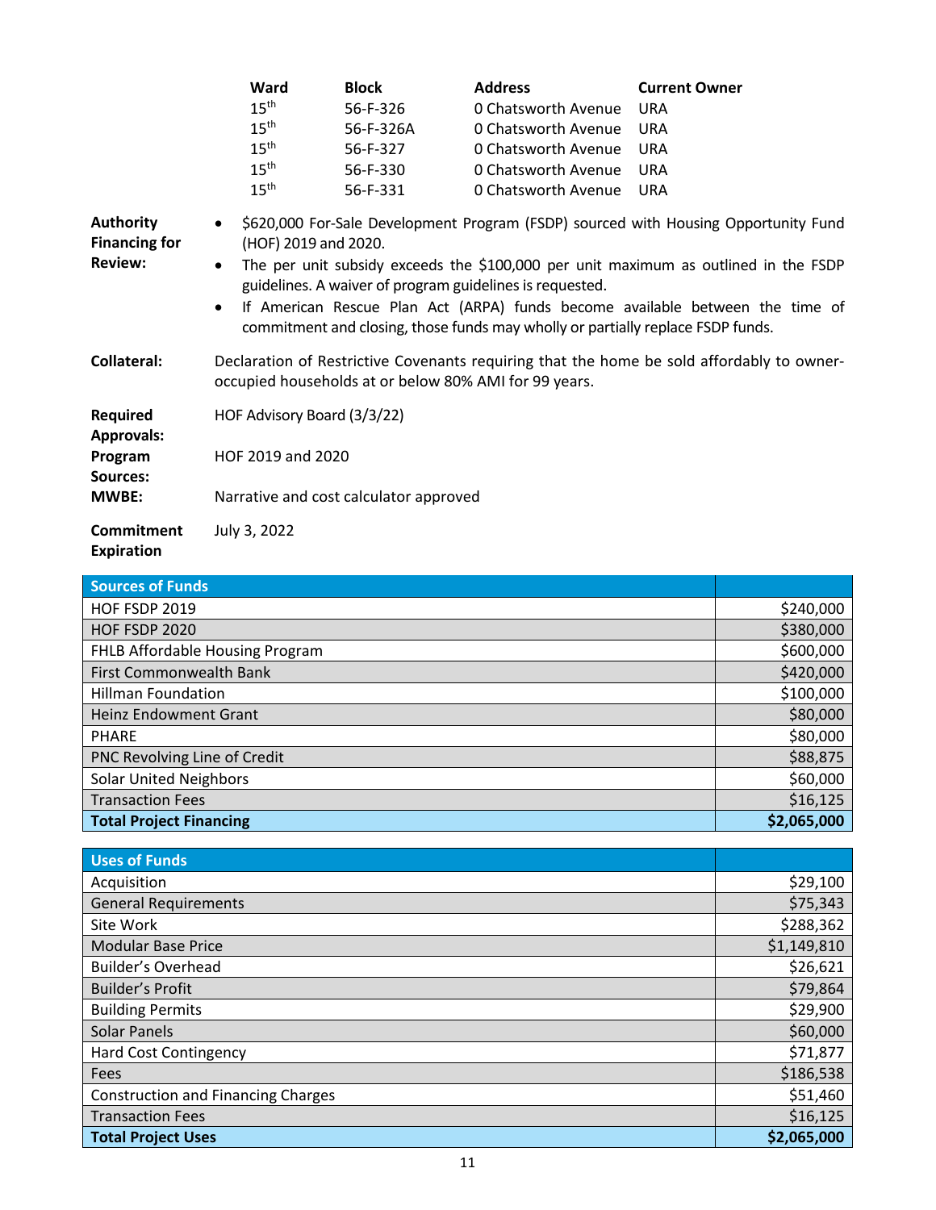| Ward | Block | Address | Current Owner |
|---|---|---|---|
| 15th | 56-F-326 | 0 Chatsworth Avenue | URA |
| 15th | 56-F-326A | 0 Chatsworth Avenue | URA |
| 15th | 56-F-327 | 0 Chatsworth Avenue | URA |
| 15th | 56-F-330 | 0 Chatsworth Avenue | URA |
| 15th | 56-F-331 | 0 Chatsworth Avenue | URA |

**Authority Financing for Review:**

- $620,000 For-Sale Development Program (FSDP) sourced with Housing Opportunity Fund (HOF) 2019 and 2020.
- The per unit subsidy exceeds the $100,000 per unit maximum as outlined in the FSDP guidelines. A waiver of program guidelines is requested.
- If American Rescue Plan Act (ARPA) funds become available between the time of commitment and closing, those funds may wholly or partially replace FSDP funds.

**Collateral:** Declaration of Restrictive Covenants requiring that the home be sold affordably to owner-occupied households at or below 80% AMI for 99 years.

**Required Approvals:** HOF Advisory Board (3/3/22)

**Program Sources:** HOF 2019 and 2020

**MWBE:** Narrative and cost calculator approved

**Commitment Expiration** July 3, 2022

| Sources of Funds | |
|---|---|
| HOF FSDP 2019 | $240,000 |
| HOF FSDP 2020 | $380,000 |
| FHLB Affordable Housing Program | $600,000 |
| First Commonwealth Bank | $420,000 |
| Hillman Foundation | $100,000 |
| Heinz Endowment Grant | $80,000 |
| PHARE | $80,000 |
| PNC Revolving Line of Credit | $88,875 |
| Solar United Neighbors | $60,000 |
| Transaction Fees | $16,125 |
| **Total Project Financing** | **$2,065,000** |

| Uses of Funds | |
|---|---|
| Acquisition | $29,100 |
| General Requirements | $75,343 |
| Site Work | $288,362 |
| Modular Base Price | $1,149,810 |
| Builder's Overhead | $26,621 |
| Builder's Profit | $79,864 |
| Building Permits | $29,900 |
| Solar Panels | $60,000 |
| Hard Cost Contingency | $71,877 |
| Fees | $186,538 |
| Construction and Financing Charges | $51,460 |
| Transaction Fees | $16,125 |
| **Total Project Uses** | **$2,065,000** |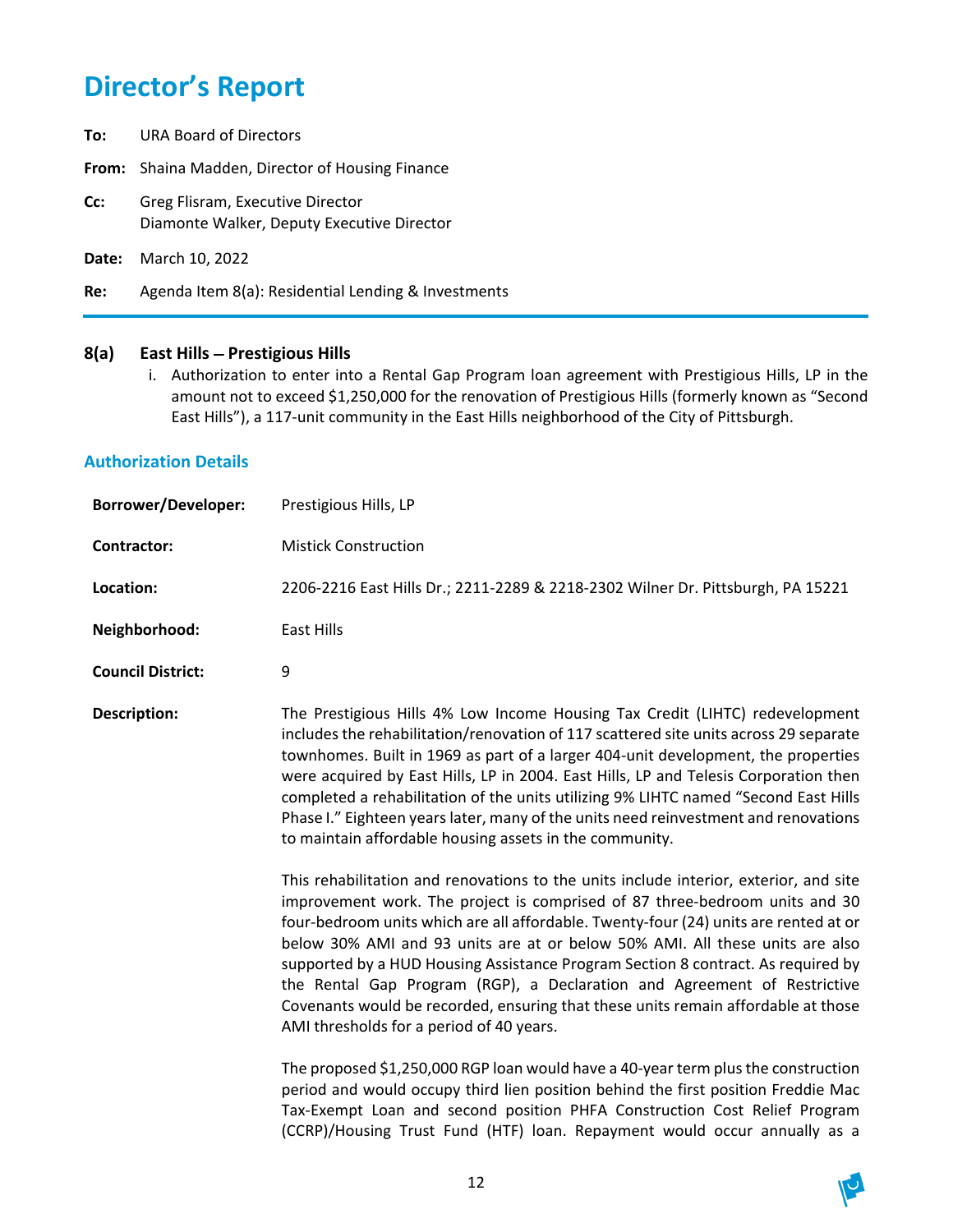# Director's Report

**To:** URA Board of Directors

**From:** Shaina Madden, Director of Housing Finance

**Cc:** Greg Flisram, Executive Director
Diamonte Walker, Deputy Executive Director

**Date:** March 10, 2022

**Re:** Agenda Item 8(a): Residential Lending & Investments

---

### 8(a) East Hills – Prestigious Hills

i. Authorization to enter into a Rental Gap Program loan agreement with Prestigious Hills, LP in the amount not to exceed $1,250,000 for the renovation of Prestigious Hills (formerly known as "Second East Hills"), a 117-unit community in the East Hills neighborhood of the City of Pittsburgh.

## Authorization Details

**Borrower/Developer:** Prestigious Hills, LP

**Contractor:** Mistick Construction

**Location:** 2206-2216 East Hills Dr.; 2211-2289 & 2218-2302 Wilner Dr. Pittsburgh, PA 15221

**Neighborhood:** East Hills

**Council District:** 9

**Description:** The Prestigious Hills 4% Low Income Housing Tax Credit (LIHTC) redevelopment includes the rehabilitation/renovation of 117 scattered site units across 29 separate townhomes. Built in 1969 as part of a larger 404-unit development, the properties were acquired by East Hills, LP in 2004. East Hills, LP and Telesis Corporation then completed a rehabilitation of the units utilizing 9% LIHTC named "Second East Hills Phase I." Eighteen years later, many of the units need reinvestment and renovations to maintain affordable housing assets in the community.

This rehabilitation and renovations to the units include interior, exterior, and site improvement work. The project is comprised of 87 three-bedroom units and 30 four-bedroom units which are all affordable. Twenty-four (24) units are rented at or below 30% AMI and 93 units are at or below 50% AMI. All these units are also supported by a HUD Housing Assistance Program Section 8 contract. As required by the Rental Gap Program (RGP), a Declaration and Agreement of Restrictive Covenants would be recorded, ensuring that these units remain affordable at those AMI thresholds for a period of 40 years.

The proposed $1,250,000 RGP loan would have a 40-year term plus the construction period and would occupy third lien position behind the first position Freddie Mac Tax-Exempt Loan and second position PHFA Construction Cost Relief Program (CCRP)/Housing Trust Fund (HTF) loan. Repayment would occur annually as a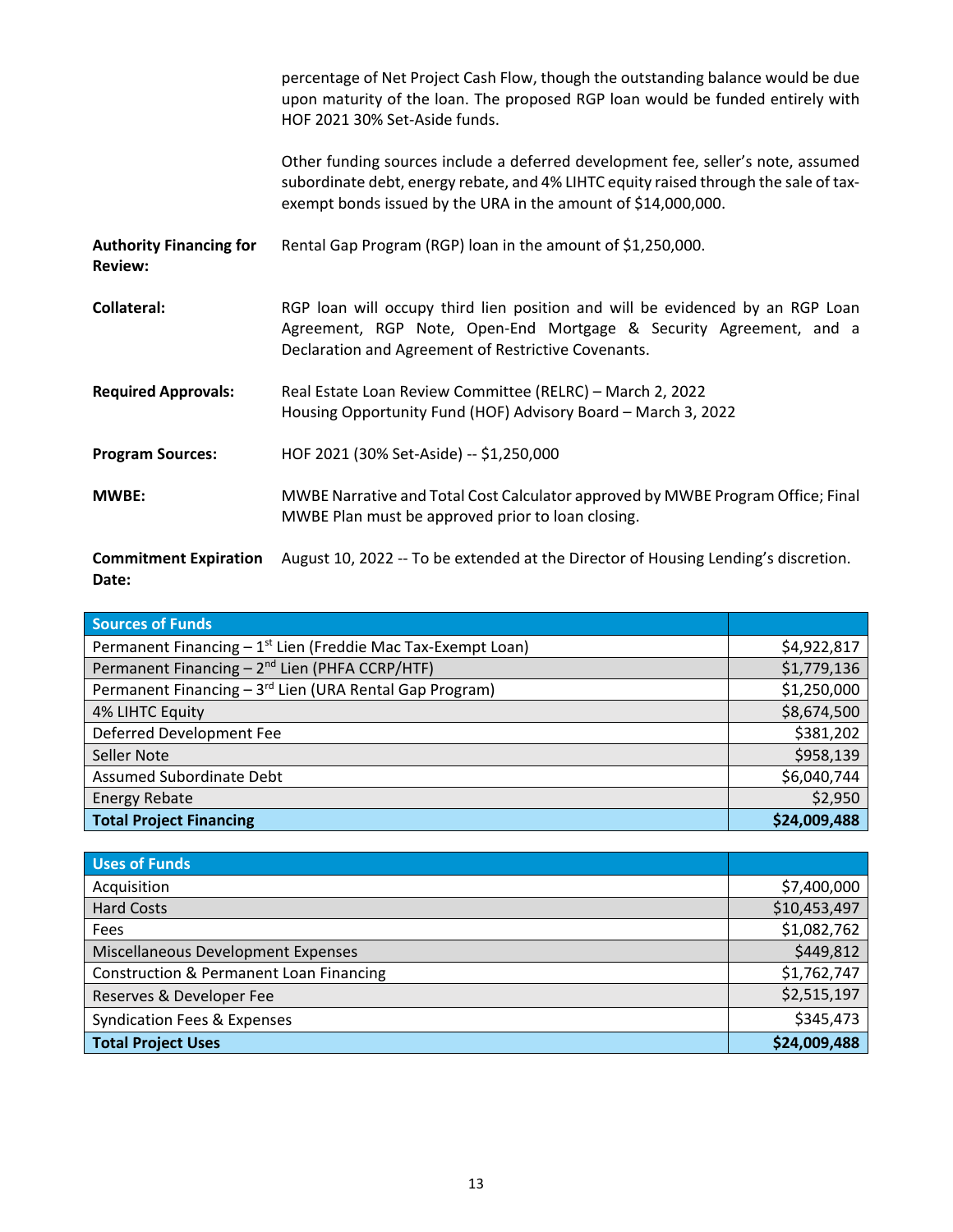percentage of Net Project Cash Flow, though the outstanding balance would be due upon maturity of the loan. The proposed RGP loan would be funded entirely with HOF 2021 30% Set-Aside funds.

Other funding sources include a deferred development fee, seller's note, assumed subordinate debt, energy rebate, and 4% LIHTC equity raised through the sale of tax-exempt bonds issued by the URA in the amount of $14,000,000.

**Authority Financing for Review:** Rental Gap Program (RGP) loan in the amount of $1,250,000.

**Collateral:** RGP loan will occupy third lien position and will be evidenced by an RGP Loan Agreement, RGP Note, Open-End Mortgage & Security Agreement, and a Declaration and Agreement of Restrictive Covenants.

**Required Approvals:** Real Estate Loan Review Committee (RELRC) – March 2, 2022
Housing Opportunity Fund (HOF) Advisory Board – March 3, 2022

**Program Sources:** HOF 2021 (30% Set-Aside) -- $1,250,000

**MWBE:** MWBE Narrative and Total Cost Calculator approved by MWBE Program Office; Final MWBE Plan must be approved prior to loan closing.

**Commitment Expiration Date:** August 10, 2022 -- To be extended at the Director of Housing Lending's discretion.

| Sources of Funds | |
|---|---|
| Permanent Financing – 1st Lien (Freddie Mac Tax-Exempt Loan) | $4,922,817 |
| Permanent Financing – 2nd Lien (PHFA CCRP/HTF) | $1,779,136 |
| Permanent Financing – 3rd Lien (URA Rental Gap Program) | $1,250,000 |
| 4% LIHTC Equity | $8,674,500 |
| Deferred Development Fee | $381,202 |
| Seller Note | $958,139 |
| Assumed Subordinate Debt | $6,040,744 |
| Energy Rebate | $2,950 |
| **Total Project Financing** | **$24,009,488** |

| Uses of Funds | |
|---|---|
| Acquisition | $7,400,000 |
| Hard Costs | $10,453,497 |
| Fees | $1,082,762 |
| Miscellaneous Development Expenses | $449,812 |
| Construction & Permanent Loan Financing | $1,762,747 |
| Reserves & Developer Fee | $2,515,197 |
| Syndication Fees & Expenses | $345,473 |
| **Total Project Uses** | **$24,009,488** |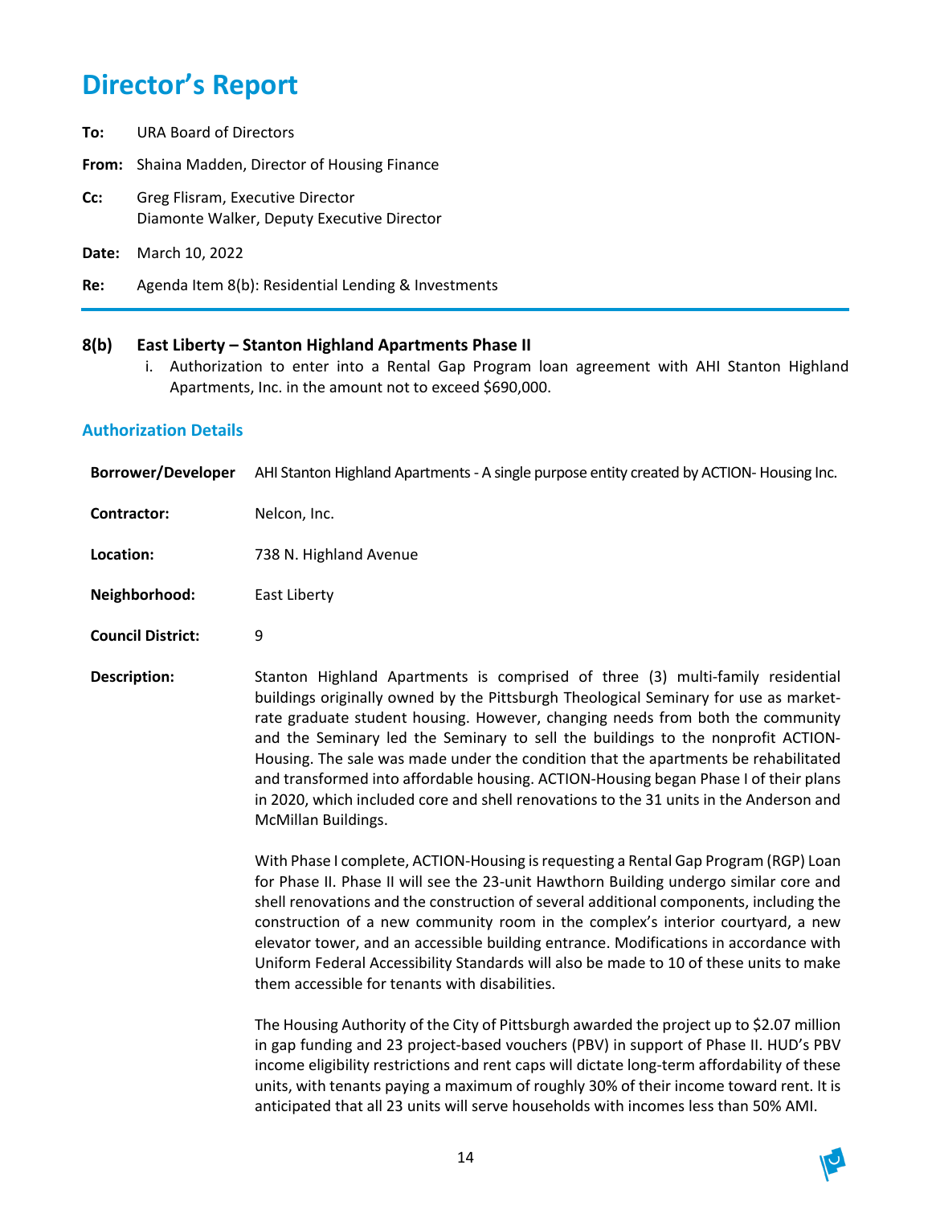# Director's Report

**To:** URA Board of Directors

**From:** Shaina Madden, Director of Housing Finance

**Cc:** Greg Flisram, Executive Director
Diamonte Walker, Deputy Executive Director

**Date:** March 10, 2022

**Re:** Agenda Item 8(b): Residential Lending & Investments

---

### 8(b) East Liberty – Stanton Highland Apartments Phase II

i. Authorization to enter into a Rental Gap Program loan agreement with AHI Stanton Highland Apartments, Inc. in the amount not to exceed $690,000.

### Authorization Details

**Borrower/Developer** AHI Stanton Highland Apartments - A single purpose entity created by ACTION- Housing Inc.

**Contractor:** Nelcon, Inc.

**Location:** 738 N. Highland Avenue

**Neighborhood:** East Liberty

**Council District:** 9

**Description:** Stanton Highland Apartments is comprised of three (3) multi-family residential buildings originally owned by the Pittsburgh Theological Seminary for use as market-rate graduate student housing. However, changing needs from both the community and the Seminary led the Seminary to sell the buildings to the nonprofit ACTION-Housing. The sale was made under the condition that the apartments be rehabilitated and transformed into affordable housing. ACTION-Housing began Phase I of their plans in 2020, which included core and shell renovations to the 31 units in the Anderson and McMillan Buildings.

With Phase I complete, ACTION-Housing is requesting a Rental Gap Program (RGP) Loan for Phase II. Phase II will see the 23-unit Hawthorn Building undergo similar core and shell renovations and the construction of several additional components, including the construction of a new community room in the complex's interior courtyard, a new elevator tower, and an accessible building entrance. Modifications in accordance with Uniform Federal Accessibility Standards will also be made to 10 of these units to make them accessible for tenants with disabilities.

The Housing Authority of the City of Pittsburgh awarded the project up to $2.07 million in gap funding and 23 project-based vouchers (PBV) in support of Phase II. HUD's PBV income eligibility restrictions and rent caps will dictate long-term affordability of these units, with tenants paying a maximum of roughly 30% of their income toward rent. It is anticipated that all 23 units will serve households with incomes less than 50% AMI.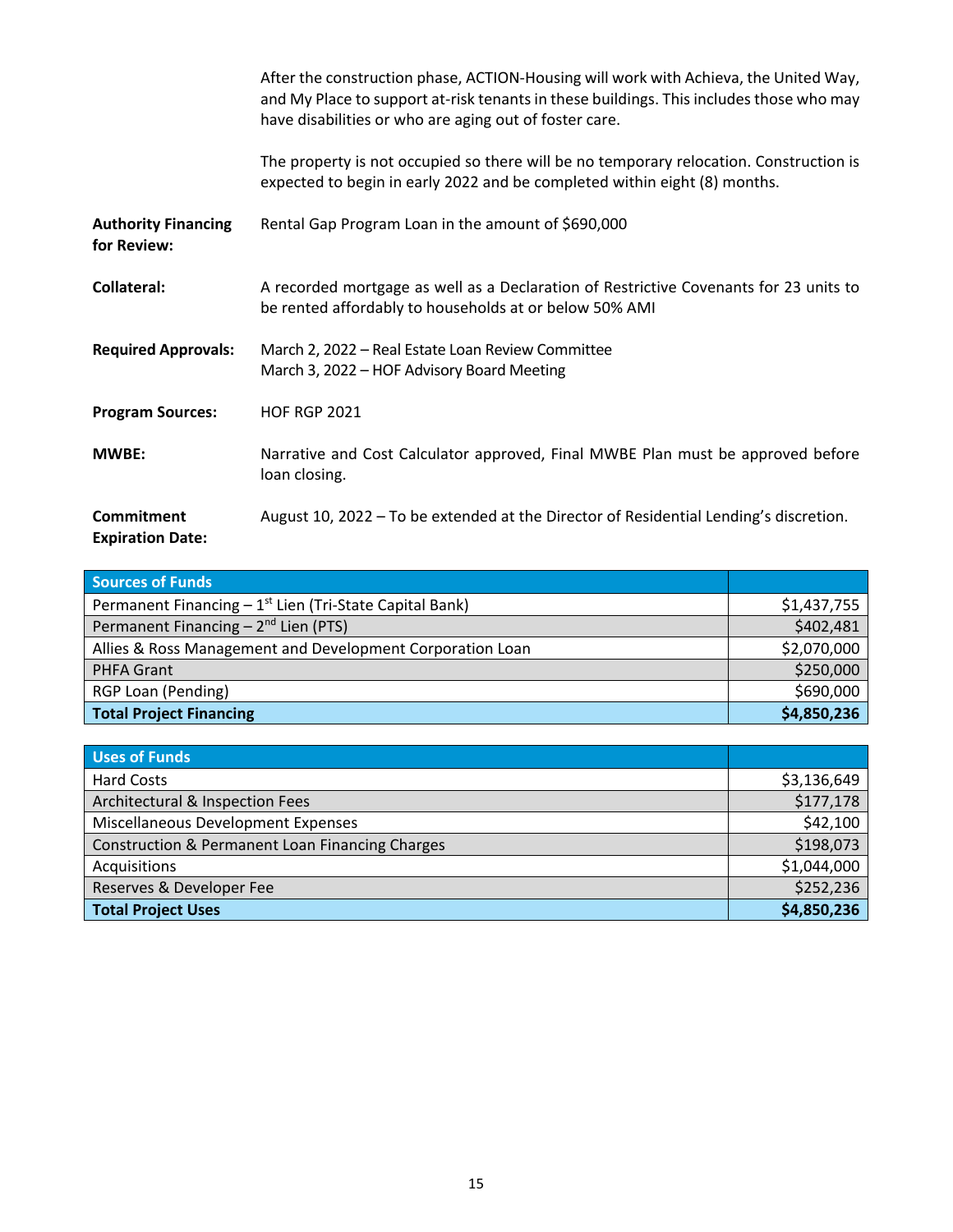After the construction phase, ACTION-Housing will work with Achieva, the United Way, and My Place to support at-risk tenants in these buildings. This includes those who may have disabilities or who are aging out of foster care.

The property is not occupied so there will be no temporary relocation. Construction is expected to begin in early 2022 and be completed within eight (8) months.

**Authority Financing for Review:** Rental Gap Program Loan in the amount of $690,000

**Collateral:** A recorded mortgage as well as a Declaration of Restrictive Covenants for 23 units to be rented affordably to households at or below 50% AMI

**Required Approvals:** March 2, 2022 – Real Estate Loan Review Committee
March 3, 2022 – HOF Advisory Board Meeting

**Program Sources:** HOF RGP 2021

**MWBE:** Narrative and Cost Calculator approved, Final MWBE Plan must be approved before loan closing.

**Commitment Expiration Date:** August 10, 2022 – To be extended at the Director of Residential Lending's discretion.

| Sources of Funds | |
|---|---|
| Permanent Financing – 1st Lien (Tri-State Capital Bank) | $1,437,755 |
| Permanent Financing – 2nd Lien (PTS) | $402,481 |
| Allies & Ross Management and Development Corporation Loan | $2,070,000 |
| PHFA Grant | $250,000 |
| RGP Loan (Pending) | $690,000 |
| **Total Project Financing** | **$4,850,236** |

| Uses of Funds | |
|---|---|
| Hard Costs | $3,136,649 |
| Architectural & Inspection Fees | $177,178 |
| Miscellaneous Development Expenses | $42,100 |
| Construction & Permanent Loan Financing Charges | $198,073 |
| Acquisitions | $1,044,000 |
| Reserves & Developer Fee | $252,236 |
| **Total Project Uses** | **$4,850,236** |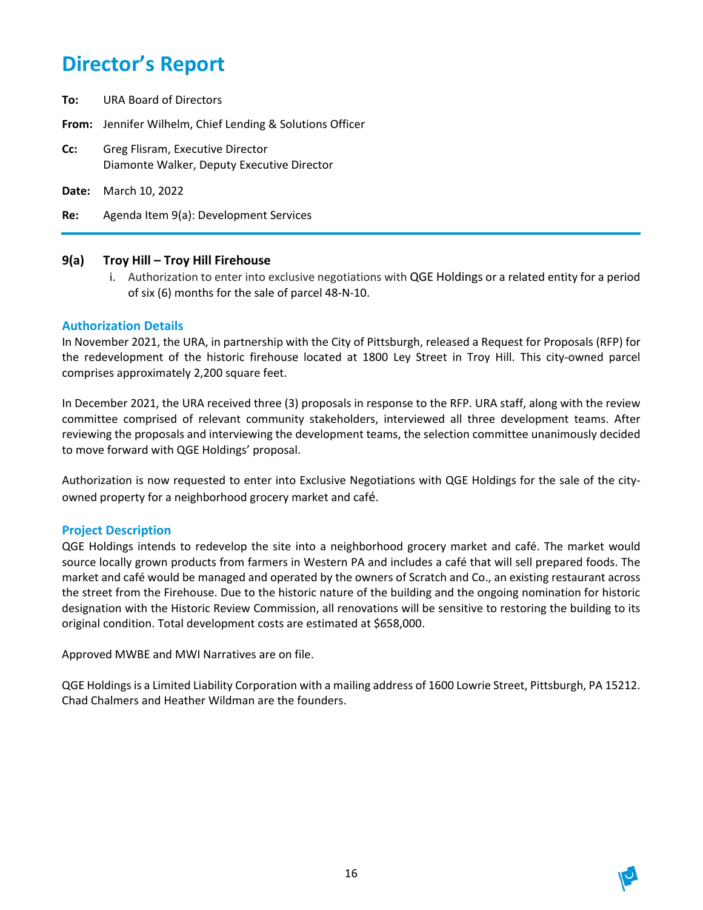# Director's Report

**To:** URA Board of Directors

**From:** Jennifer Wilhelm, Chief Lending & Solutions Officer

**Cc:** Greg Flisram, Executive Director
Diamonte Walker, Deputy Executive Director

**Date:** March 10, 2022

**Re:** Agenda Item 9(a): Development Services

---

### 9(a) Troy Hill – Troy Hill Firehouse

i. Authorization to enter into exclusive negotiations with QGE Holdings or a related entity for a period of six (6) months for the sale of parcel 48-N-10.

### Authorization Details

In November 2021, the URA, in partnership with the City of Pittsburgh, released a Request for Proposals (RFP) for the redevelopment of the historic firehouse located at 1800 Ley Street in Troy Hill. This city-owned parcel comprises approximately 2,200 square feet.

In December 2021, the URA received three (3) proposals in response to the RFP. URA staff, along with the review committee comprised of relevant community stakeholders, interviewed all three development teams. After reviewing the proposals and interviewing the development teams, the selection committee unanimously decided to move forward with QGE Holdings' proposal.

Authorization is now requested to enter into Exclusive Negotiations with QGE Holdings for the sale of the city-owned property for a neighborhood grocery market and café.

### Project Description

QGE Holdings intends to redevelop the site into a neighborhood grocery market and café. The market would source locally grown products from farmers in Western PA and includes a café that will sell prepared foods. The market and café would be managed and operated by the owners of Scratch and Co., an existing restaurant across the street from the Firehouse. Due to the historic nature of the building and the ongoing nomination for historic designation with the Historic Review Commission, all renovations will be sensitive to restoring the building to its original condition. Total development costs are estimated at $658,000.

Approved MWBE and MWI Narratives are on file.

QGE Holdings is a Limited Liability Corporation with a mailing address of 1600 Lowrie Street, Pittsburgh, PA 15212. Chad Chalmers and Heather Wildman are the founders.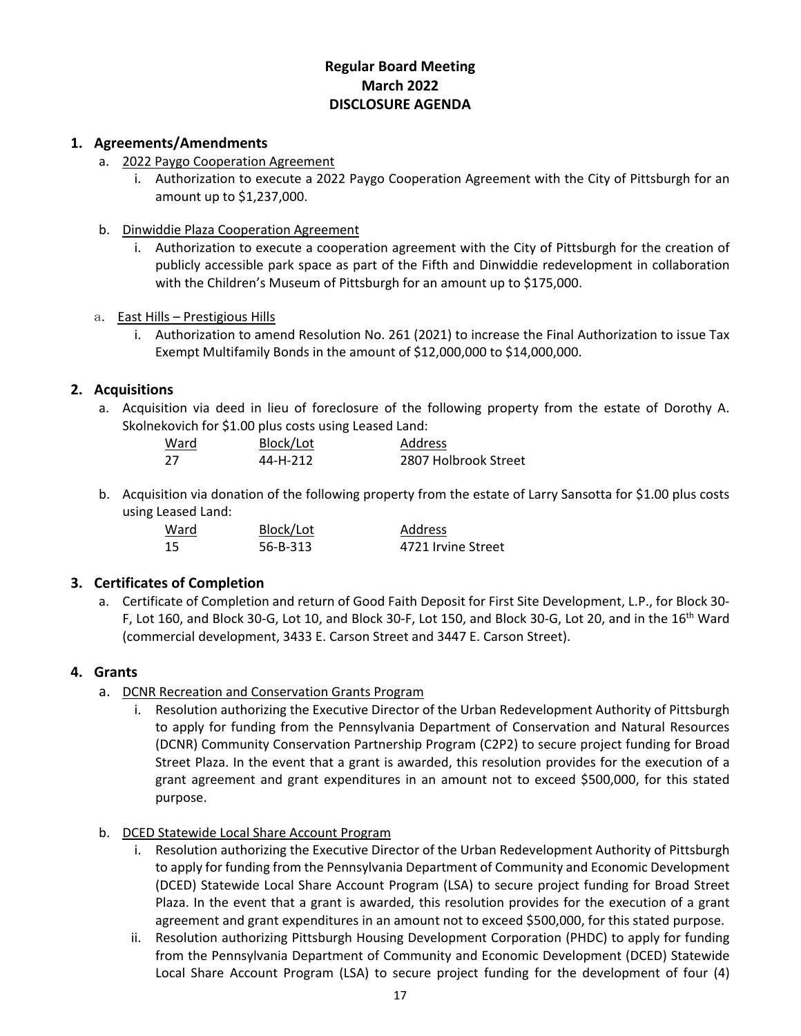# Regular Board Meeting
# March 2022
# DISCLOSURE AGENDA

## 1. Agreements/Amendments

a. 2022 Paygo Cooperation Agreement
   i. Authorization to execute a 2022 Paygo Cooperation Agreement with the City of Pittsburgh for an amount up to $1,237,000.

b. Dinwiddie Plaza Cooperation Agreement
   i. Authorization to execute a cooperation agreement with the City of Pittsburgh for the creation of publicly accessible park space as part of the Fifth and Dinwiddie redevelopment in collaboration with the Children's Museum of Pittsburgh for an amount up to $175,000.

a. East Hills – Prestigious Hills
   i. Authorization to amend Resolution No. 261 (2021) to increase the Final Authorization to issue Tax Exempt Multifamily Bonds in the amount of $12,000,000 to $14,000,000.

## 2. Acquisitions

a. Acquisition via deed in lieu of foreclosure of the following property from the estate of Dorothy A. Skolnekovich for $1.00 plus costs using Leased Land:

| Ward | Block/Lot | Address |
|---|---|---|
| 27 | 44-H-212 | 2807 Holbrook Street |

b. Acquisition via donation of the following property from the estate of Larry Sansotta for $1.00 plus costs using Leased Land:

| Ward | Block/Lot | Address |
|---|---|---|
| 15 | 56-B-313 | 4721 Irvine Street |

## 3. Certificates of Completion

a. Certificate of Completion and return of Good Faith Deposit for First Site Development, L.P., for Block 30-F, Lot 160, and Block 30-G, Lot 10, and Block 30-F, Lot 150, and Block 30-G, Lot 20, and in the 16th Ward (commercial development, 3433 E. Carson Street and 3447 E. Carson Street).

## 4. Grants

a. DCNR Recreation and Conservation Grants Program
   i. Resolution authorizing the Executive Director of the Urban Redevelopment Authority of Pittsburgh to apply for funding from the Pennsylvania Department of Conservation and Natural Resources (DCNR) Community Conservation Partnership Program (C2P2) to secure project funding for Broad Street Plaza. In the event that a grant is awarded, this resolution provides for the execution of a grant agreement and grant expenditures in an amount not to exceed $500,000, for this stated purpose.

b. DCED Statewide Local Share Account Program
   i. Resolution authorizing the Executive Director of the Urban Redevelopment Authority of Pittsburgh to apply for funding from the Pennsylvania Department of Community and Economic Development (DCED) Statewide Local Share Account Program (LSA) to secure project funding for Broad Street Plaza. In the event that a grant is awarded, this resolution provides for the execution of a grant agreement and grant expenditures in an amount not to exceed $500,000, for this stated purpose.
   ii. Resolution authorizing Pittsburgh Housing Development Corporation (PHDC) to apply for funding from the Pennsylvania Department of Community and Economic Development (DCED) Statewide Local Share Account Program (LSA) to secure project funding for the development of four (4)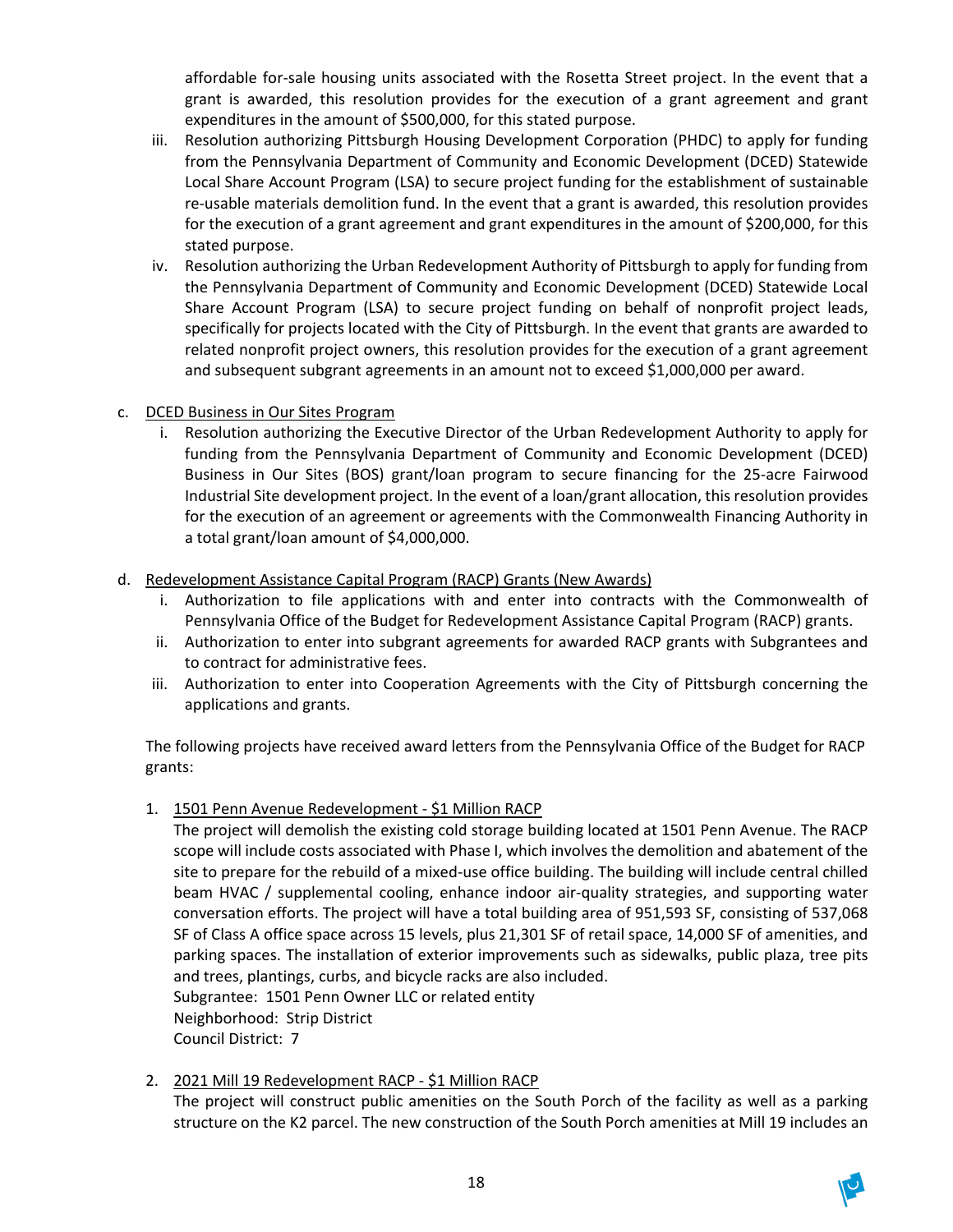affordable for-sale housing units associated with the Rosetta Street project. In the event that a grant is awarded, this resolution provides for the execution of a grant agreement and grant expenditures in the amount of $500,000, for this stated purpose.

iii. Resolution authorizing Pittsburgh Housing Development Corporation (PHDC) to apply for funding from the Pennsylvania Department of Community and Economic Development (DCED) Statewide Local Share Account Program (LSA) to secure project funding for the establishment of sustainable re-usable materials demolition fund. In the event that a grant is awarded, this resolution provides for the execution of a grant agreement and grant expenditures in the amount of $200,000, for this stated purpose.

iv. Resolution authorizing the Urban Redevelopment Authority of Pittsburgh to apply for funding from the Pennsylvania Department of Community and Economic Development (DCED) Statewide Local Share Account Program (LSA) to secure project funding on behalf of nonprofit project leads, specifically for projects located with the City of Pittsburgh. In the event that grants are awarded to related nonprofit project owners, this resolution provides for the execution of a grant agreement and subsequent subgrant agreements in an amount not to exceed $1,000,000 per award.

c. <u>DCED Business in Our Sites Program</u>

i. Resolution authorizing the Executive Director of the Urban Redevelopment Authority to apply for funding from the Pennsylvania Department of Community and Economic Development (DCED) Business in Our Sites (BOS) grant/loan program to secure financing for the 25-acre Fairwood Industrial Site development project. In the event of a loan/grant allocation, this resolution provides for the execution of an agreement or agreements with the Commonwealth Financing Authority in a total grant/loan amount of $4,000,000.

d. <u>Redevelopment Assistance Capital Program (RACP) Grants (New Awards)</u>

i. Authorization to file applications with and enter into contracts with the Commonwealth of Pennsylvania Office of the Budget for Redevelopment Assistance Capital Program (RACP) grants.

ii. Authorization to enter into subgrant agreements for awarded RACP grants with Subgrantees and to contract for administrative fees.

iii. Authorization to enter into Cooperation Agreements with the City of Pittsburgh concerning the applications and grants.

The following projects have received award letters from the Pennsylvania Office of the Budget for RACP grants:

1. <u>1501 Penn Avenue Redevelopment - $1 Million RACP</u>
The project will demolish the existing cold storage building located at 1501 Penn Avenue. The RACP scope will include costs associated with Phase I, which involves the demolition and abatement of the site to prepare for the rebuild of a mixed-use office building. The building will include central chilled beam HVAC / supplemental cooling, enhance indoor air-quality strategies, and supporting water conversation efforts. The project will have a total building area of 951,593 SF, consisting of 537,068 SF of Class A office space across 15 levels, plus 21,301 SF of retail space, 14,000 SF of amenities, and parking spaces. The installation of exterior improvements such as sidewalks, public plaza, tree pits and trees, plantings, curbs, and bicycle racks are also included.
Subgrantee: 1501 Penn Owner LLC or related entity
Neighborhood: Strip District
Council District: 7

2. <u>2021 Mill 19 Redevelopment RACP - $1 Million RACP</u>
The project will construct public amenities on the South Porch of the facility as well as a parking structure on the K2 parcel. The new construction of the South Porch amenities at Mill 19 includes an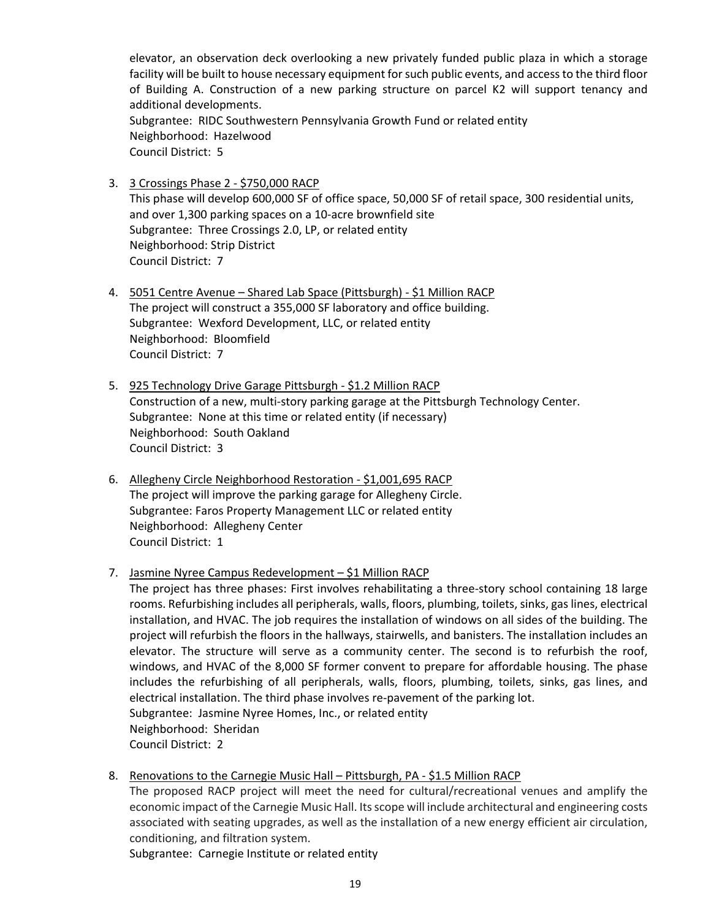elevator, an observation deck overlooking a new privately funded public plaza in which a storage facility will be built to house necessary equipment for such public events, and access to the third floor of Building A. Construction of a new parking structure on parcel K2 will support tenancy and additional developments.
Subgrantee: RIDC Southwestern Pennsylvania Growth Fund or related entity
Neighborhood: Hazelwood
Council District: 5

3. <u>3 Crossings Phase 2 - $750,000 RACP</u>
   This phase will develop 600,000 SF of office space, 50,000 SF of retail space, 300 residential units, and over 1,300 parking spaces on a 10-acre brownfield site
   Subgrantee: Three Crossings 2.0, LP, or related entity
   Neighborhood: Strip District
   Council District: 7

4. <u>5051 Centre Avenue – Shared Lab Space (Pittsburgh) - $1 Million RACP</u>
   The project will construct a 355,000 SF laboratory and office building.
   Subgrantee: Wexford Development, LLC, or related entity
   Neighborhood: Bloomfield
   Council District: 7

5. <u>925 Technology Drive Garage Pittsburgh - $1.2 Million RACP</u>
   Construction of a new, multi-story parking garage at the Pittsburgh Technology Center.
   Subgrantee: None at this time or related entity (if necessary)
   Neighborhood: South Oakland
   Council District: 3

6. <u>Allegheny Circle Neighborhood Restoration - $1,001,695 RACP</u>
   The project will improve the parking garage for Allegheny Circle.
   Subgrantee: Faros Property Management LLC or related entity
   Neighborhood: Allegheny Center
   Council District: 1

7. <u>Jasmine Nyree Campus Redevelopment – $1 Million RACP</u>
   The project has three phases: First involves rehabilitating a three-story school containing 18 large rooms. Refurbishing includes all peripherals, walls, floors, plumbing, toilets, sinks, gas lines, electrical installation, and HVAC. The job requires the installation of windows on all sides of the building. The project will refurbish the floors in the hallways, stairwells, and banisters. The installation includes an elevator. The structure will serve as a community center. The second is to refurbish the roof, windows, and HVAC of the 8,000 SF former convent to prepare for affordable housing. The phase includes the refurbishing of all peripherals, walls, floors, plumbing, toilets, sinks, gas lines, and electrical installation. The third phase involves re-pavement of the parking lot.
   Subgrantee: Jasmine Nyree Homes, Inc., or related entity
   Neighborhood: Sheridan
   Council District: 2

8. <u>Renovations to the Carnegie Music Hall – Pittsburgh, PA - $1.5 Million RACP</u>
   The proposed RACP project will meet the need for cultural/recreational venues and amplify the economic impact of the Carnegie Music Hall. Its scope will include architectural and engineering costs associated with seating upgrades, as well as the installation of a new energy efficient air circulation, conditioning, and filtration system.
   Subgrantee: Carnegie Institute or related entity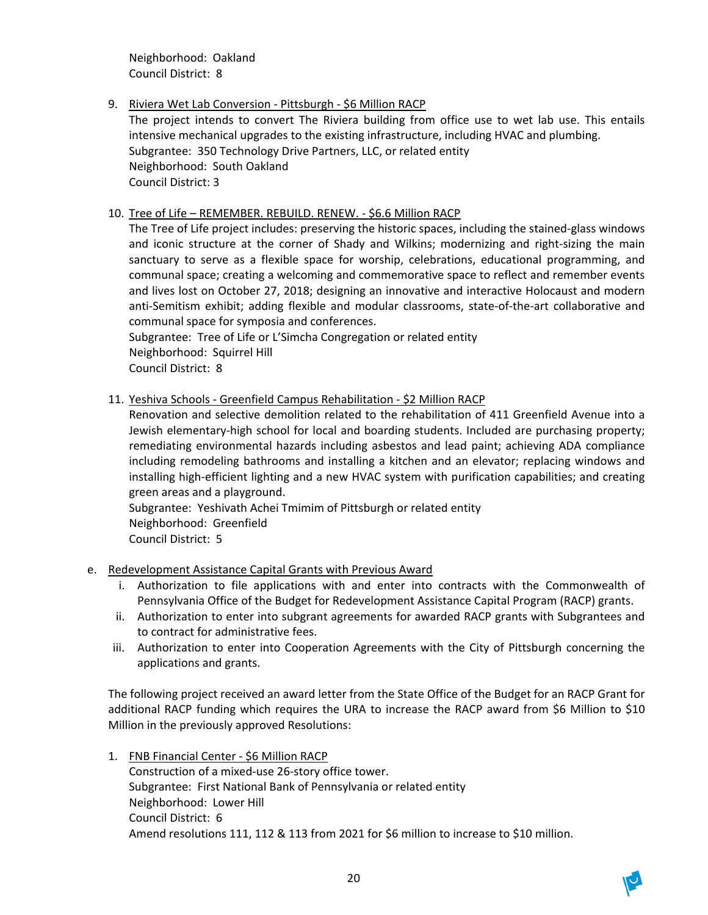Neighborhood: Oakland
Council District: 8

9. Riviera Wet Lab Conversion - Pittsburgh - $6 Million RACP
   The project intends to convert The Riviera building from office use to wet lab use. This entails intensive mechanical upgrades to the existing infrastructure, including HVAC and plumbing.
   Subgrantee: 350 Technology Drive Partners, LLC, or related entity
   Neighborhood: South Oakland
   Council District: 3

10. Tree of Life – REMEMBER. REBUILD. RENEW. - $6.6 Million RACP
    The Tree of Life project includes: preserving the historic spaces, including the stained-glass windows and iconic structure at the corner of Shady and Wilkins; modernizing and right-sizing the main sanctuary to serve as a flexible space for worship, celebrations, educational programming, and communal space; creating a welcoming and commemorative space to reflect and remember events and lives lost on October 27, 2018; designing an innovative and interactive Holocaust and modern anti-Semitism exhibit; adding flexible and modular classrooms, state-of-the-art collaborative and communal space for symposia and conferences.
    Subgrantee: Tree of Life or L'Simcha Congregation or related entity
    Neighborhood: Squirrel Hill
    Council District: 8

11. Yeshiva Schools - Greenfield Campus Rehabilitation - $2 Million RACP
    Renovation and selective demolition related to the rehabilitation of 411 Greenfield Avenue into a Jewish elementary-high school for local and boarding students. Included are purchasing property; remediating environmental hazards including asbestos and lead paint; achieving ADA compliance including remodeling bathrooms and installing a kitchen and an elevator; replacing windows and installing high-efficient lighting and a new HVAC system with purification capabilities; and creating green areas and a playground.
    Subgrantee: Yeshivath Achei Tmimim of Pittsburgh or related entity
    Neighborhood: Greenfield
    Council District: 5

e. Redevelopment Assistance Capital Grants with Previous Award
   i. Authorization to file applications with and enter into contracts with the Commonwealth of Pennsylvania Office of the Budget for Redevelopment Assistance Capital Program (RACP) grants.
   ii. Authorization to enter into subgrant agreements for awarded RACP grants with Subgrantees and to contract for administrative fees.
   iii. Authorization to enter into Cooperation Agreements with the City of Pittsburgh concerning the applications and grants.

The following project received an award letter from the State Office of the Budget for an RACP Grant for additional RACP funding which requires the URA to increase the RACP award from $6 Million to $10 Million in the previously approved Resolutions:

1. FNB Financial Center - $6 Million RACP
   Construction of a mixed-use 26-story office tower.
   Subgrantee: First National Bank of Pennsylvania or related entity
   Neighborhood: Lower Hill
   Council District: 6
   Amend resolutions 111, 112 & 113 from 2021 for $6 million to increase to $10 million.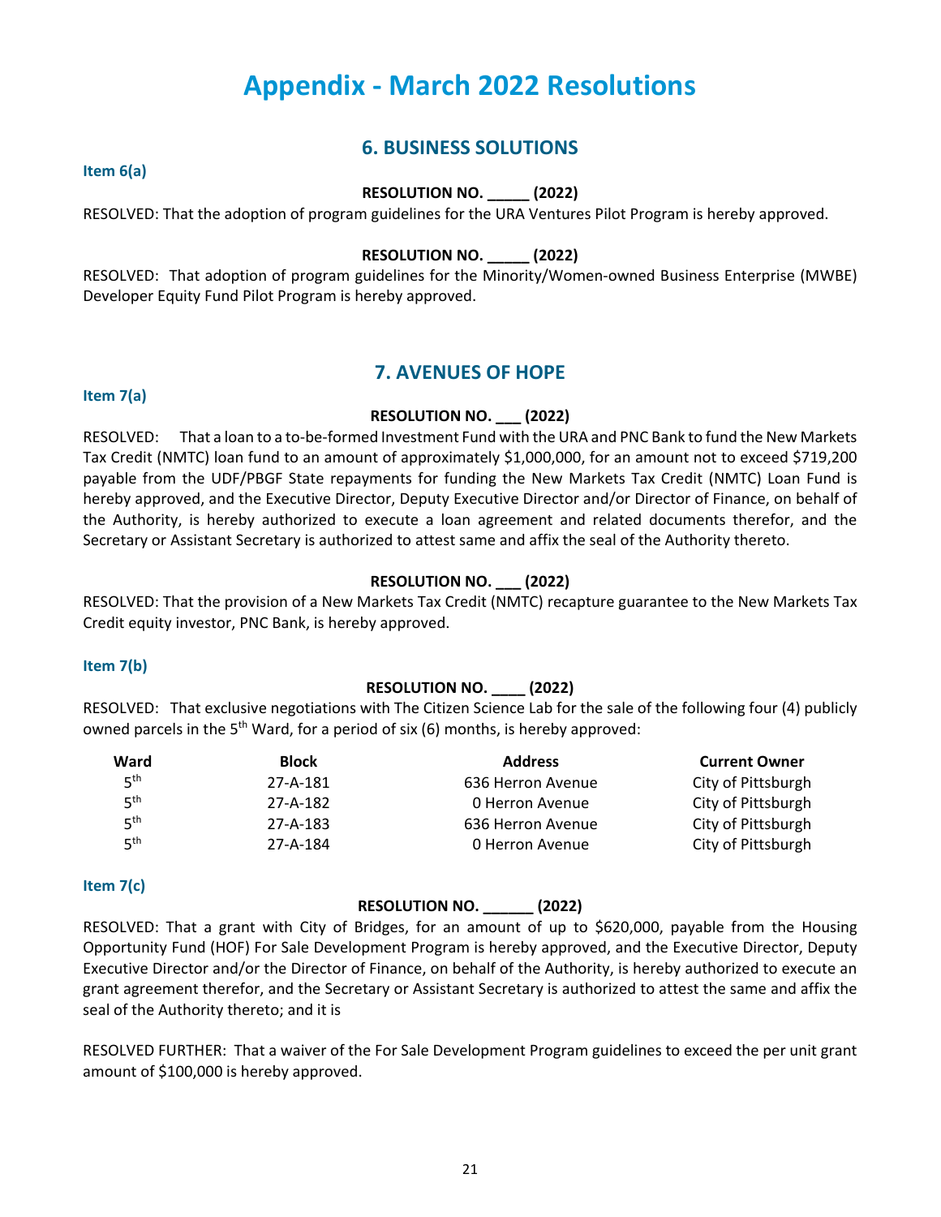# Appendix - March 2022 Resolutions

## 6. BUSINESS SOLUTIONS

**Item 6(a)**

**RESOLUTION NO. _____ (2022)**

RESOLVED: That the adoption of program guidelines for the URA Ventures Pilot Program is hereby approved.

**RESOLUTION NO. _____ (2022)**

RESOLVED: That adoption of program guidelines for the Minority/Women-owned Business Enterprise (MWBE) Developer Equity Fund Pilot Program is hereby approved.

## 7. AVENUES OF HOPE

**Item 7(a)**

**RESOLUTION NO. ___ (2022)**

RESOLVED: That a loan to a to-be-formed Investment Fund with the URA and PNC Bank to fund the New Markets Tax Credit (NMTC) loan fund to an amount of approximately $1,000,000, for an amount not to exceed $719,200 payable from the UDF/PBGF State repayments for funding the New Markets Tax Credit (NMTC) Loan Fund is hereby approved, and the Executive Director, Deputy Executive Director and/or Director of Finance, on behalf of the Authority, is hereby authorized to execute a loan agreement and related documents therefor, and the Secretary or Assistant Secretary is authorized to attest same and affix the seal of the Authority thereto.

**RESOLUTION NO. ___ (2022)**

RESOLVED: That the provision of a New Markets Tax Credit (NMTC) recapture guarantee to the New Markets Tax Credit equity investor, PNC Bank, is hereby approved.

**Item 7(b)**

**RESOLUTION NO. ____ (2022)**

RESOLVED: That exclusive negotiations with The Citizen Science Lab for the sale of the following four (4) publicly owned parcels in the 5th Ward, for a period of six (6) months, is hereby approved:

| Ward | Block | Address | Current Owner |
|---|---|---|---|
| 5th | 27-A-181 | 636 Herron Avenue | City of Pittsburgh |
| 5th | 27-A-182 | 0 Herron Avenue | City of Pittsburgh |
| 5th | 27-A-183 | 636 Herron Avenue | City of Pittsburgh |
| 5th | 27-A-184 | 0 Herron Avenue | City of Pittsburgh |

**Item 7(c)**

**RESOLUTION NO. ______ (2022)**

RESOLVED: That a grant with City of Bridges, for an amount of up to $620,000, payable from the Housing Opportunity Fund (HOF) For Sale Development Program is hereby approved, and the Executive Director, Deputy Executive Director and/or the Director of Finance, on behalf of the Authority, is hereby authorized to execute an grant agreement therefor, and the Secretary or Assistant Secretary is authorized to attest the same and affix the seal of the Authority thereto; and it is

RESOLVED FURTHER: That a waiver of the For Sale Development Program guidelines to exceed the per unit grant amount of $100,000 is hereby approved.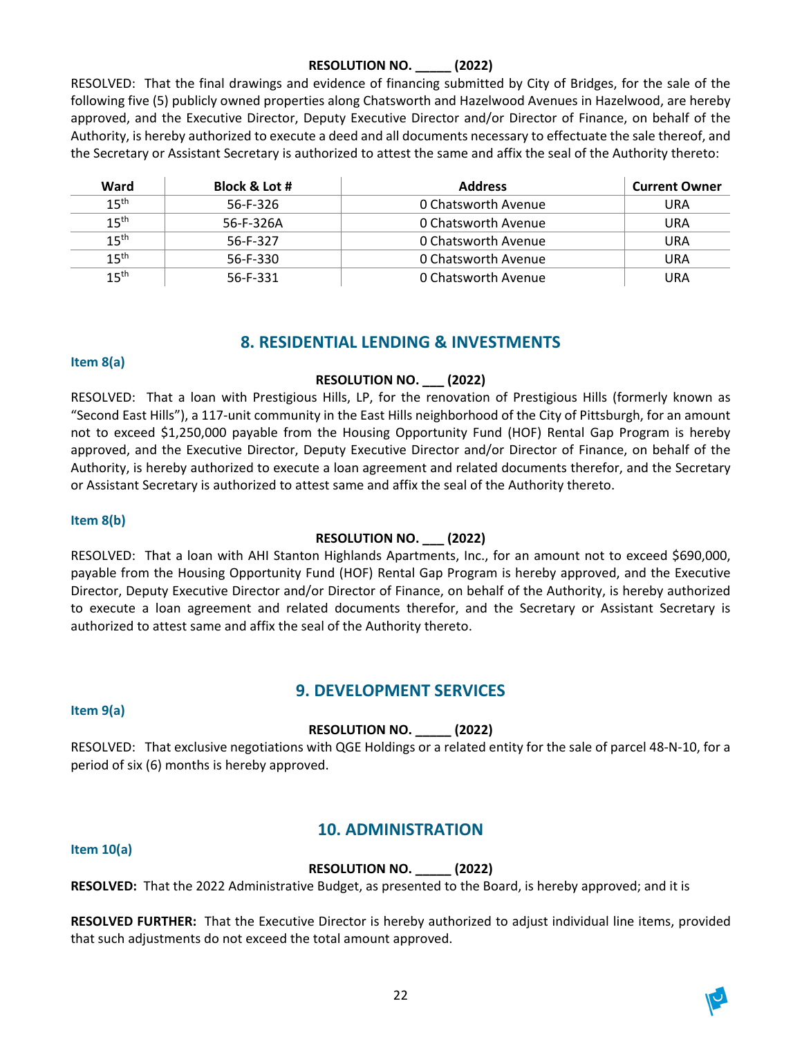**RESOLUTION NO. _____ (2022)**

RESOLVED: That the final drawings and evidence of financing submitted by City of Bridges, for the sale of the following five (5) publicly owned properties along Chatsworth and Hazelwood Avenues in Hazelwood, are hereby approved, and the Executive Director, Deputy Executive Director and/or Director of Finance, on behalf of the Authority, is hereby authorized to execute a deed and all documents necessary to effectuate the sale thereof, and the Secretary or Assistant Secretary is authorized to attest the same and affix the seal of the Authority thereto:

| Ward | Block & Lot # | Address | Current Owner |
|---|---|---|---|
| 15th | 56-F-326 | 0 Chatsworth Avenue | URA |
| 15th | 56-F-326A | 0 Chatsworth Avenue | URA |
| 15th | 56-F-327 | 0 Chatsworth Avenue | URA |
| 15th | 56-F-330 | 0 Chatsworth Avenue | URA |
| 15th | 56-F-331 | 0 Chatsworth Avenue | URA |

## 8. RESIDENTIAL LENDING & INVESTMENTS

### Item 8(a)

**RESOLUTION NO. ___ (2022)**

RESOLVED: That a loan with Prestigious Hills, LP, for the renovation of Prestigious Hills (formerly known as "Second East Hills"), a 117-unit community in the East Hills neighborhood of the City of Pittsburgh, for an amount not to exceed $1,250,000 payable from the Housing Opportunity Fund (HOF) Rental Gap Program is hereby approved, and the Executive Director, Deputy Executive Director and/or Director of Finance, on behalf of the Authority, is hereby authorized to execute a loan agreement and related documents therefor, and the Secretary or Assistant Secretary is authorized to attest same and affix the seal of the Authority thereto.

### Item 8(b)

**RESOLUTION NO. ___ (2022)**

RESOLVED: That a loan with AHI Stanton Highlands Apartments, Inc., for an amount not to exceed $690,000, payable from the Housing Opportunity Fund (HOF) Rental Gap Program is hereby approved, and the Executive Director, Deputy Executive Director and/or Director of Finance, on behalf of the Authority, is hereby authorized to execute a loan agreement and related documents therefor, and the Secretary or Assistant Secretary is authorized to attest same and affix the seal of the Authority thereto.

## 9. DEVELOPMENT SERVICES

### Item 9(a)

**RESOLUTION NO. _____ (2022)**

RESOLVED: That exclusive negotiations with QGE Holdings or a related entity for the sale of parcel 48-N-10, for a period of six (6) months is hereby approved.

## 10. ADMINISTRATION

### Item 10(a)

**RESOLUTION NO. _____ (2022)**

**RESOLVED:** That the 2022 Administrative Budget, as presented to the Board, is hereby approved; and it is

**RESOLVED FURTHER:** That the Executive Director is hereby authorized to adjust individual line items, provided that such adjustments do not exceed the total amount approved.